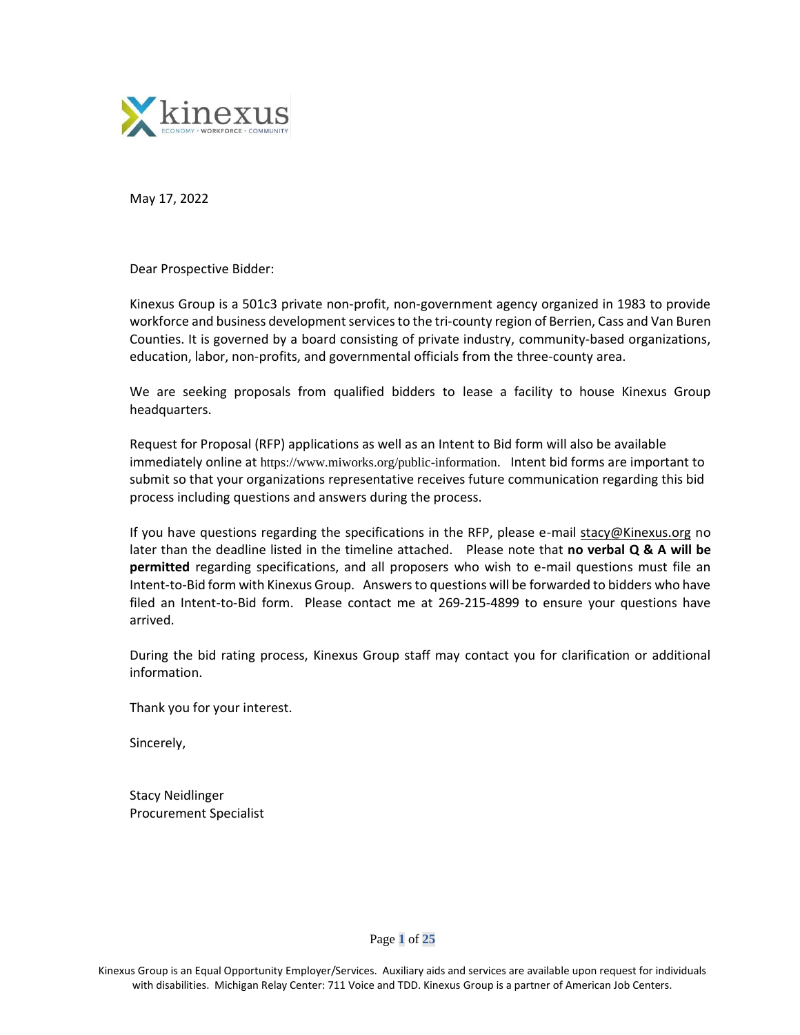May 17, 2022

Dear Prospective Bidder:

Kinexus Group is a 501c3 private non-profit, non-government agency organized in 1983 to provide workforce and business development services to the tri-county region of Berrien, Cass and Van Buren Counties. It is governed by a board consisting of private industry, community-based organizations, education, labor, non-profits, and governmental officials from the three-county area.

We are seeking proposals from qualified bidders to lease a facility to house Kinexus Group headquarters.

Request for Proposal (RFP) applications as well as an Intent to Bid form will also be available immediately online at https://www.miworks.org/public-information. Intent bid forms are important to submit so that your organizations representative receives future communication regarding this bid process including questions and answers during the process.

If you have questions regarding the specifications in the RFP, please e-mail stacy@Kinexus.org no later than the deadline listed in the timeline attached. Please note that **no verbal Q & A will be permitted** regarding specifications, and all proposers who wish to e-mail questions must file an Intent-to-Bid form with Kinexus Group. Answers to questions will be forwarded to bidders who have filed an Intent-to-Bid form. Please contact me at 269-215-4899 to ensure your questions have arrived.

During the bid rating process, Kinexus Group staff may contact you for clarification or additional information.

Thank you for your interest.

Sincerely,

Stacy Neidlinger
Procurement Specialist

Kinexus Group is an Equal Opportunity Employer/Services. Auxiliary aids and services are available upon request for individuals with disabilities. Michigan Relay Center: 711 Voice and TDD. Kinexus Group is a partner of American Job Centers.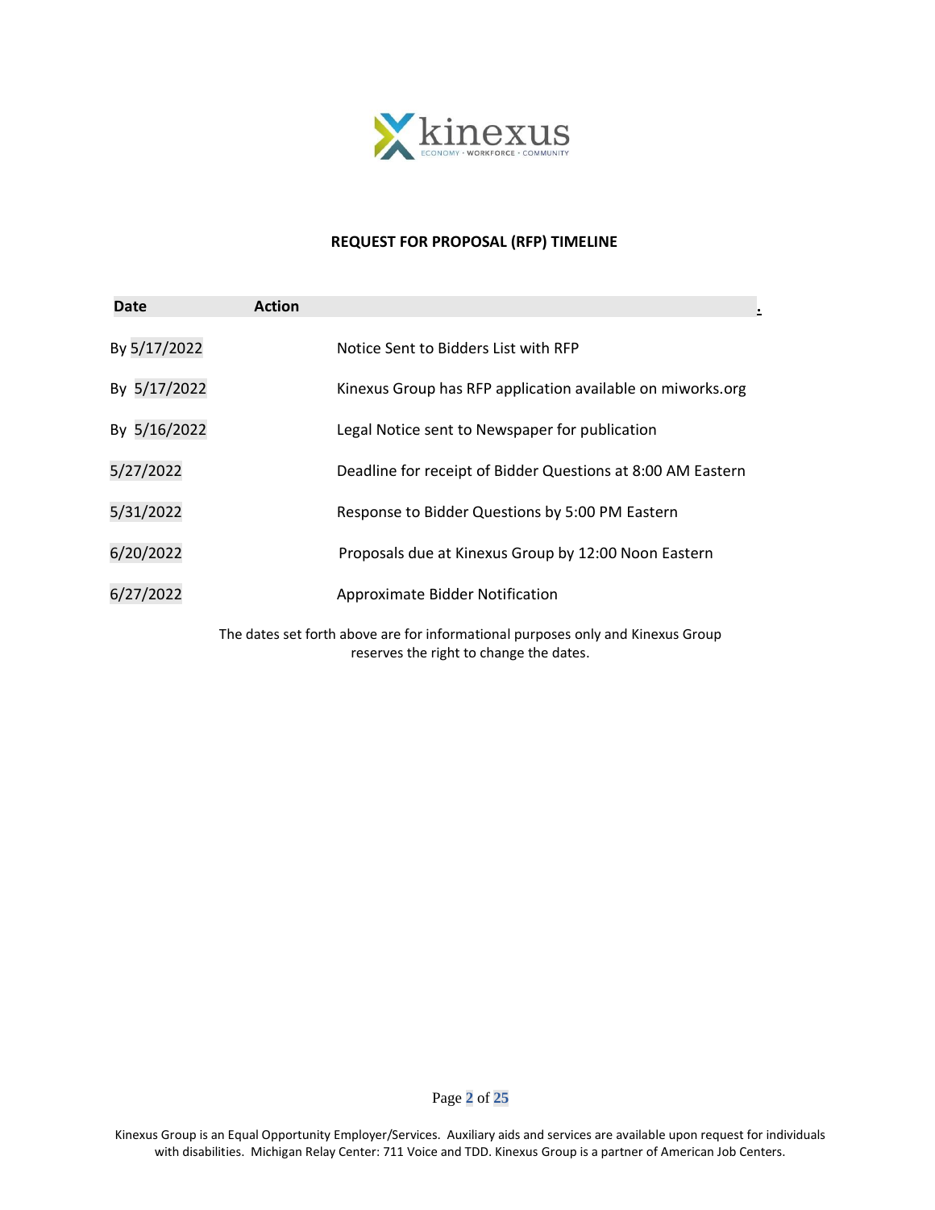## REQUEST FOR PROPOSAL (RFP) TIMELINE

| Date | Action |
| --- | --- |
| By 5/17/2022 | Notice Sent to Bidders List with RFP |
| By 5/17/2022 | Kinexus Group has RFP application available on miworks.org |
| By 5/16/2022 | Legal Notice sent to Newspaper for publication |
| 5/27/2022 | Deadline for receipt of Bidder Questions at 8:00 AM Eastern |
| 5/31/2022 | Response to Bidder Questions by 5:00 PM Eastern |
| 6/20/2022 | Proposals due at Kinexus Group by 12:00 Noon Eastern |
| 6/27/2022 | Approximate Bidder Notification |

The dates set forth above are for informational purposes only and Kinexus Group reserves the right to change the dates.

Kinexus Group is an Equal Opportunity Employer/Services. Auxiliary aids and services are available upon request for individuals with disabilities. Michigan Relay Center: 711 Voice and TDD. Kinexus Group is a partner of American Job Centers.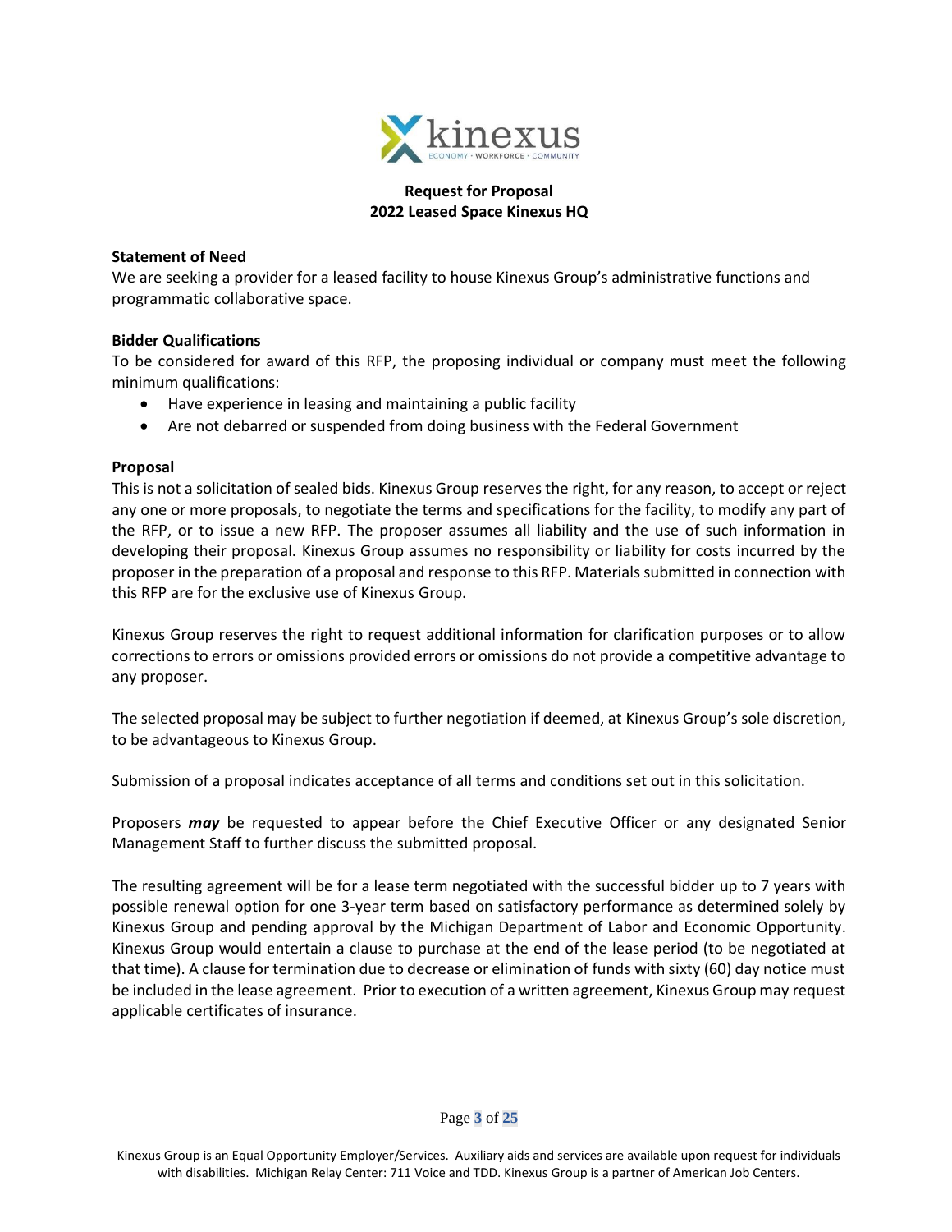**Request for Proposal**
**2022 Leased Space Kinexus HQ**

**Statement of Need**

We are seeking a provider for a leased facility to house Kinexus Group's administrative functions and programmatic collaborative space.

**Bidder Qualifications**

To be considered for award of this RFP, the proposing individual or company must meet the following minimum qualifications:

- Have experience in leasing and maintaining a public facility
- Are not debarred or suspended from doing business with the Federal Government

**Proposal**

This is not a solicitation of sealed bids. Kinexus Group reserves the right, for any reason, to accept or reject any one or more proposals, to negotiate the terms and specifications for the facility, to modify any part of the RFP, or to issue a new RFP. The proposer assumes all liability and the use of such information in developing their proposal. Kinexus Group assumes no responsibility or liability for costs incurred by the proposer in the preparation of a proposal and response to this RFP. Materials submitted in connection with this RFP are for the exclusive use of Kinexus Group.

Kinexus Group reserves the right to request additional information for clarification purposes or to allow corrections to errors or omissions provided errors or omissions do not provide a competitive advantage to any proposer.

The selected proposal may be subject to further negotiation if deemed, at Kinexus Group's sole discretion, to be advantageous to Kinexus Group.

Submission of a proposal indicates acceptance of all terms and conditions set out in this solicitation.

Proposers ***may*** be requested to appear before the Chief Executive Officer or any designated Senior Management Staff to further discuss the submitted proposal.

The resulting agreement will be for a lease term negotiated with the successful bidder up to 7 years with possible renewal option for one 3-year term based on satisfactory performance as determined solely by Kinexus Group and pending approval by the Michigan Department of Labor and Economic Opportunity. Kinexus Group would entertain a clause to purchase at the end of the lease period (to be negotiated at that time). A clause for termination due to decrease or elimination of funds with sixty (60) day notice must be included in the lease agreement. Prior to execution of a written agreement, Kinexus Group may request applicable certificates of insurance.

Kinexus Group is an Equal Opportunity Employer/Services. Auxiliary aids and services are available upon request for individuals with disabilities. Michigan Relay Center: 711 Voice and TDD. Kinexus Group is a partner of American Job Centers.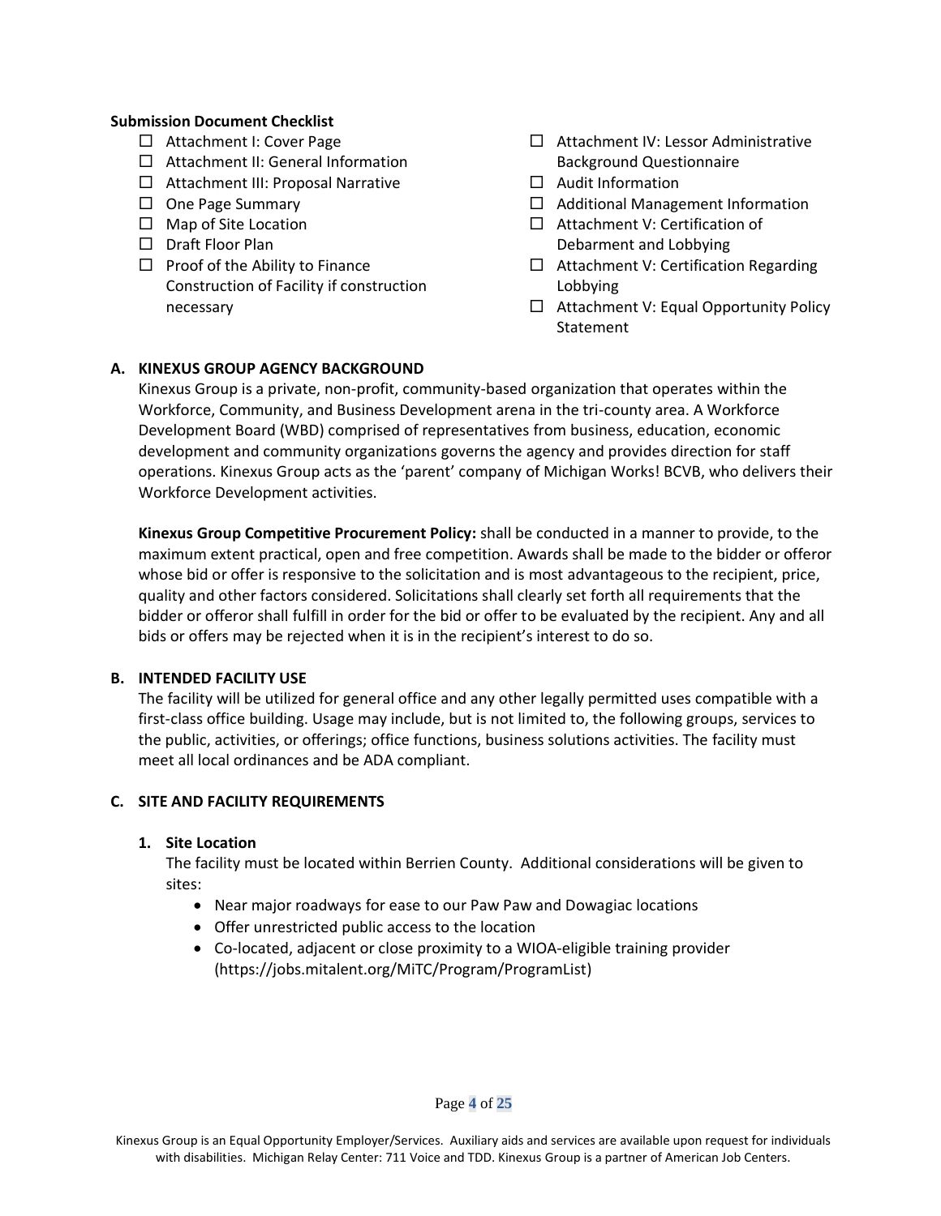**Submission Document Checklist**

- ☐ Attachment I: Cover Page
- ☐ Attachment II: General Information
- ☐ Attachment III: Proposal Narrative
- ☐ One Page Summary
- ☐ Map of Site Location
- ☐ Draft Floor Plan
- ☐ Proof of the Ability to Finance Construction of Facility if construction necessary
- ☐ Attachment IV: Lessor Administrative Background Questionnaire
- ☐ Audit Information
- ☐ Additional Management Information
- ☐ Attachment V: Certification of Debarment and Lobbying
- ☐ Attachment V: Certification Regarding Lobbying
- ☐ Attachment V: Equal Opportunity Policy Statement

## A. KINEXUS GROUP AGENCY BACKGROUND

Kinexus Group is a private, non-profit, community-based organization that operates within the Workforce, Community, and Business Development arena in the tri-county area. A Workforce Development Board (WBD) comprised of representatives from business, education, economic development and community organizations governs the agency and provides direction for staff operations. Kinexus Group acts as the 'parent' company of Michigan Works! BCVB, who delivers their Workforce Development activities.

**Kinexus Group Competitive Procurement Policy:** shall be conducted in a manner to provide, to the maximum extent practical, open and free competition. Awards shall be made to the bidder or offeror whose bid or offer is responsive to the solicitation and is most advantageous to the recipient, price, quality and other factors considered. Solicitations shall clearly set forth all requirements that the bidder or offeror shall fulfill in order for the bid or offer to be evaluated by the recipient. Any and all bids or offers may be rejected when it is in the recipient's interest to do so.

## B. INTENDED FACILITY USE

The facility will be utilized for general office and any other legally permitted uses compatible with a first-class office building. Usage may include, but is not limited to, the following groups, services to the public, activities, or offerings; office functions, business solutions activities. The facility must meet all local ordinances and be ADA compliant.

## C. SITE AND FACILITY REQUIREMENTS

### 1. Site Location

The facility must be located within Berrien County. Additional considerations will be given to sites:

- Near major roadways for ease to our Paw Paw and Dowagiac locations
- Offer unrestricted public access to the location
- Co-located, adjacent or close proximity to a WIOA-eligible training provider (https://jobs.mitalent.org/MiTC/Program/ProgramList)

Kinexus Group is an Equal Opportunity Employer/Services. Auxiliary aids and services are available upon request for individuals with disabilities. Michigan Relay Center: 711 Voice and TDD. Kinexus Group is a partner of American Job Centers.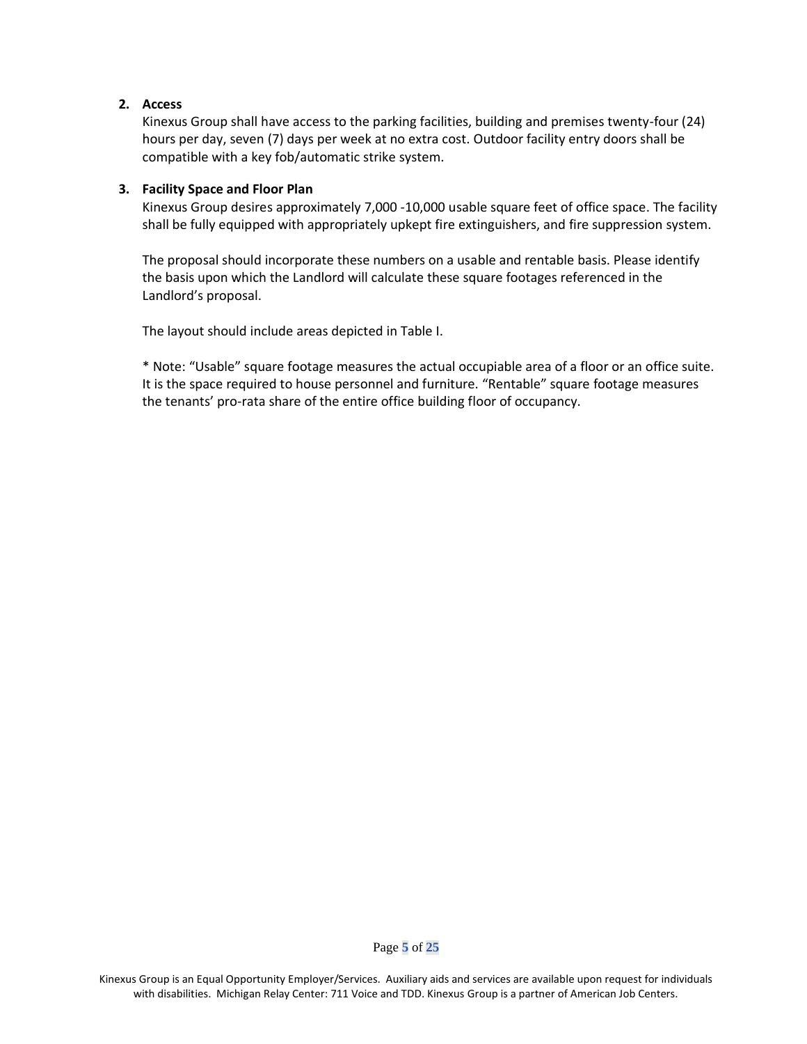2. **Access**

   Kinexus Group shall have access to the parking facilities, building and premises twenty-four (24) hours per day, seven (7) days per week at no extra cost. Outdoor facility entry doors shall be compatible with a key fob/automatic strike system.

3. **Facility Space and Floor Plan**

   Kinexus Group desires approximately 7,000 -10,000 usable square feet of office space. The facility shall be fully equipped with appropriately upkept fire extinguishers, and fire suppression system.

   The proposal should incorporate these numbers on a usable and rentable basis. Please identify the basis upon which the Landlord will calculate these square footages referenced in the Landlord's proposal.

   The layout should include areas depicted in Table I.

   * Note: "Usable" square footage measures the actual occupiable area of a floor or an office suite. It is the space required to house personnel and furniture. "Rentable" square footage measures the tenants' pro-rata share of the entire office building floor of occupancy.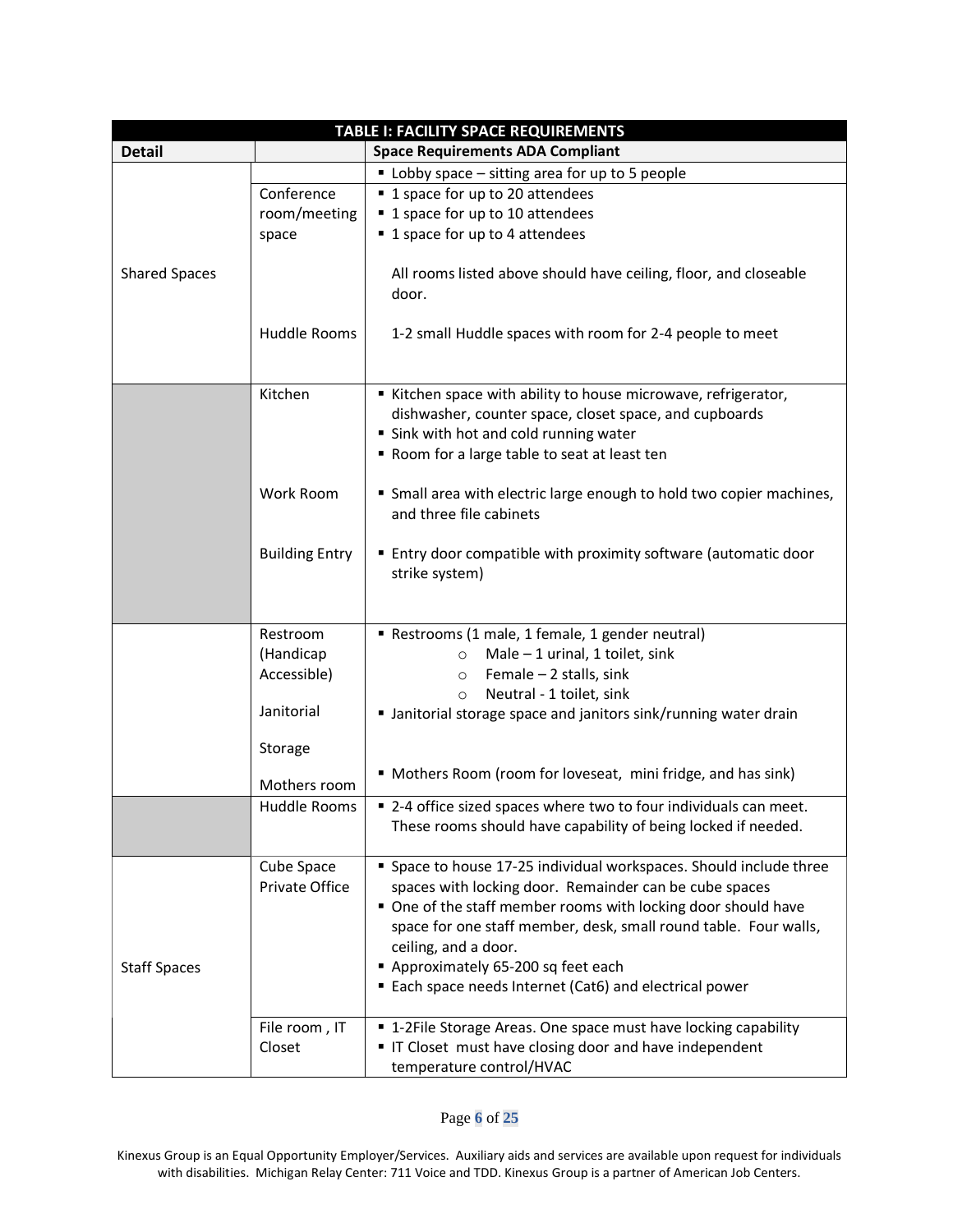| TABLE I: FACILITY SPACE REQUIREMENTS | | |
|---|---|---|
| **Detail** | | **Space Requirements ADA Compliant** |
| Shared Spaces | | ▪ Lobby space – sitting area for up to 5 people |
| | Conference room/meeting space | ▪ 1 space for up to 20 attendees<br>▪ 1 space for up to 10 attendees<br>▪ 1 space for up to 4 attendees<br><br>All rooms listed above should have ceiling, floor, and closeable door. |
| | Huddle Rooms | 1-2 small Huddle spaces with room for 2-4 people to meet |
| | Kitchen | ▪ Kitchen space with ability to house microwave, refrigerator, dishwasher, counter space, closet space, and cupboards<br>▪ Sink with hot and cold running water<br>▪ Room for a large table to seat at least ten |
| | Work Room | ▪ Small area with electric large enough to hold two copier machines, and three file cabinets |
| | Building Entry | ▪ Entry door compatible with proximity software (automatic door strike system) |
| | Restroom (Handicap Accessible) | ▪ Restrooms (1 male, 1 female, 1 gender neutral)<br>  ○ Male – 1 urinal, 1 toilet, sink<br>  ○ Female – 2 stalls, sink<br>  ○ Neutral - 1 toilet, sink |
| | Janitorial | ▪ Janitorial storage space and janitors sink/running water drain |
| | Storage | |
| | Mothers room | ▪ Mothers Room (room for loveseat, mini fridge, and has sink) |
| | Huddle Rooms | ▪ 2-4 office sized spaces where two to four individuals can meet. These rooms should have capability of being locked if needed. |
| Staff Spaces | Cube Space Private Office | ▪ Space to house 17-25 individual workspaces. Should include three spaces with locking door. Remainder can be cube spaces<br>▪ One of the staff member rooms with locking door should have space for one staff member, desk, small round table. Four walls, ceiling, and a door.<br>▪ Approximately 65-200 sq feet each<br>▪ Each space needs Internet (Cat6) and electrical power |
| | File room , IT Closet | ▪ 1-2File Storage Areas. One space must have locking capability<br>▪ IT Closet must have closing door and have independent temperature control/HVAC |

Kinexus Group is an Equal Opportunity Employer/Services. Auxiliary aids and services are available upon request for individuals with disabilities. Michigan Relay Center: 711 Voice and TDD. Kinexus Group is a partner of American Job Centers.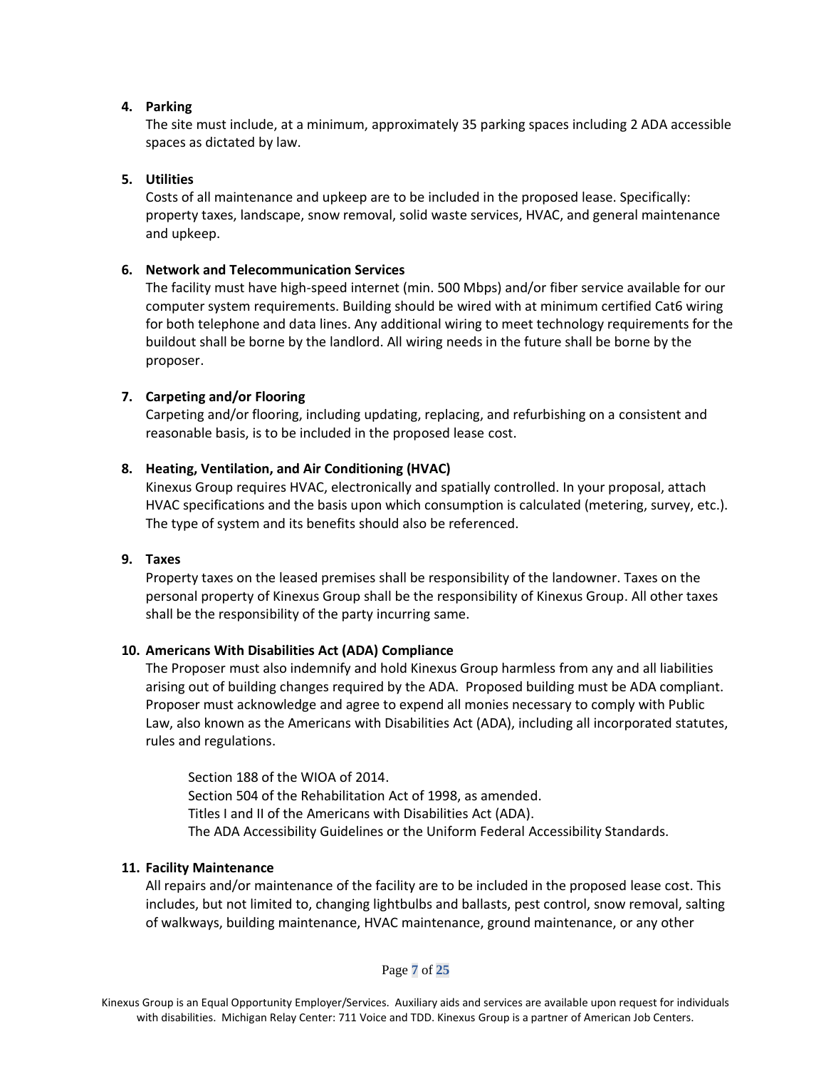4. **Parking**
   The site must include, at a minimum, approximately 35 parking spaces including 2 ADA accessible spaces as dictated by law.

5. **Utilities**
   Costs of all maintenance and upkeep are to be included in the proposed lease. Specifically: property taxes, landscape, snow removal, solid waste services, HVAC, and general maintenance and upkeep.

6. **Network and Telecommunication Services**
   The facility must have high-speed internet (min. 500 Mbps) and/or fiber service available for our computer system requirements. Building should be wired with at minimum certified Cat6 wiring for both telephone and data lines. Any additional wiring to meet technology requirements for the buildout shall be borne by the landlord. All wiring needs in the future shall be borne by the proposer.

7. **Carpeting and/or Flooring**
   Carpeting and/or flooring, including updating, replacing, and refurbishing on a consistent and reasonable basis, is to be included in the proposed lease cost.

8. **Heating, Ventilation, and Air Conditioning (HVAC)**
   Kinexus Group requires HVAC, electronically and spatially controlled. In your proposal, attach HVAC specifications and the basis upon which consumption is calculated (metering, survey, etc.). The type of system and its benefits should also be referenced.

9. **Taxes**
   Property taxes on the leased premises shall be responsibility of the landowner. Taxes on the personal property of Kinexus Group shall be the responsibility of Kinexus Group. All other taxes shall be the responsibility of the party incurring same.

10. **Americans With Disabilities Act (ADA) Compliance**
    The Proposer must also indemnify and hold Kinexus Group harmless from any and all liabilities arising out of building changes required by the ADA. Proposed building must be ADA compliant. Proposer must acknowledge and agree to expend all monies necessary to comply with Public Law, also known as the Americans with Disabilities Act (ADA), including all incorporated statutes, rules and regulations.

    Section 188 of the WIOA of 2014.
    Section 504 of the Rehabilitation Act of 1998, as amended.
    Titles I and II of the Americans with Disabilities Act (ADA).
    The ADA Accessibility Guidelines or the Uniform Federal Accessibility Standards.

11. **Facility Maintenance**
    All repairs and/or maintenance of the facility are to be included in the proposed lease cost. This includes, but not limited to, changing lightbulbs and ballasts, pest control, snow removal, salting of walkways, building maintenance, HVAC maintenance, ground maintenance, or any other

Kinexus Group is an Equal Opportunity Employer/Services. Auxiliary aids and services are available upon request for individuals with disabilities. Michigan Relay Center: 711 Voice and TDD. Kinexus Group is a partner of American Job Centers.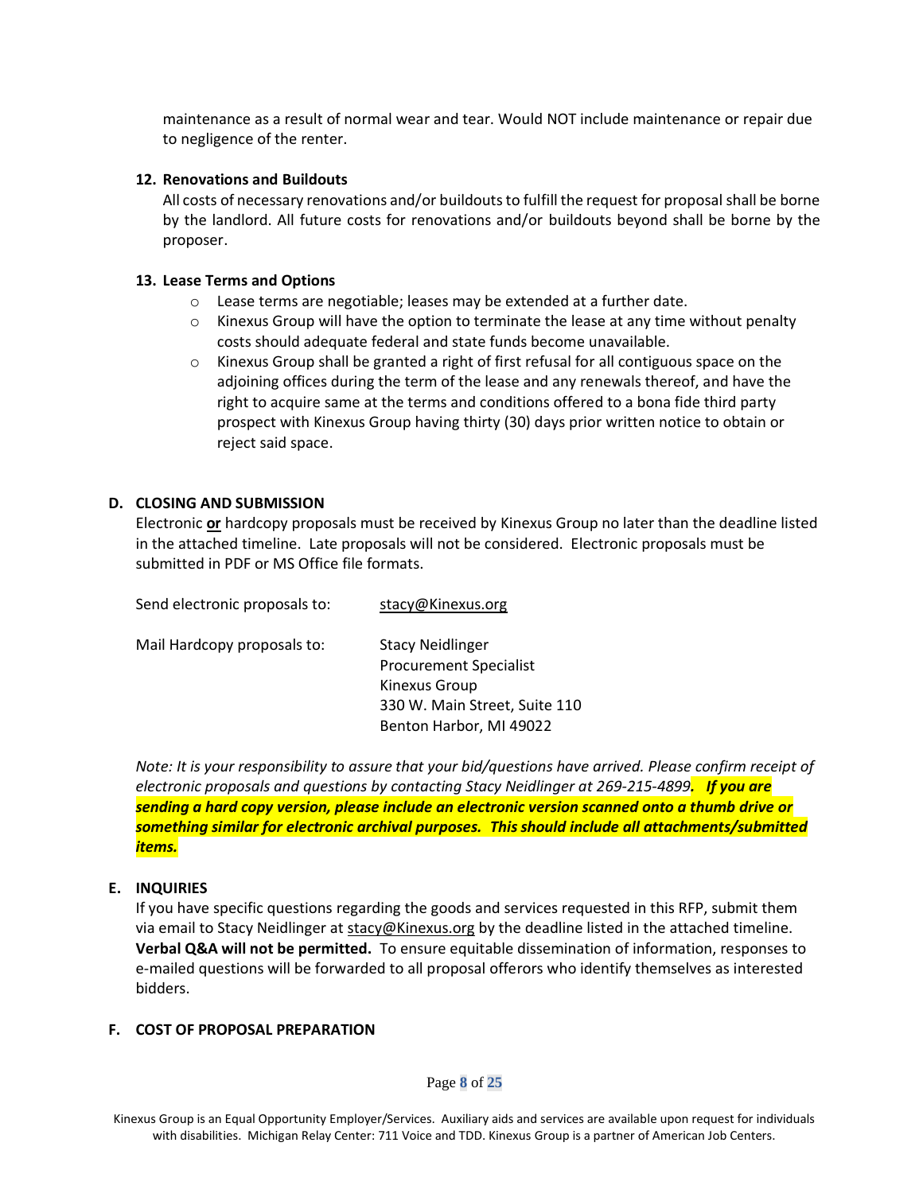maintenance as a result of normal wear and tear. Would NOT include maintenance or repair due to negligence of the renter.

**12. Renovations and Buildouts**

All costs of necessary renovations and/or buildouts to fulfill the request for proposal shall be borne by the landlord. All future costs for renovations and/or buildouts beyond shall be borne by the proposer.

**13. Lease Terms and Options**

- Lease terms are negotiable; leases may be extended at a further date.
- Kinexus Group will have the option to terminate the lease at any time without penalty costs should adequate federal and state funds become unavailable.
- Kinexus Group shall be granted a right of first refusal for all contiguous space on the adjoining offices during the term of the lease and any renewals thereof, and have the right to acquire same at the terms and conditions offered to a bona fide third party prospect with Kinexus Group having thirty (30) days prior written notice to obtain or reject said space.

## D. CLOSING AND SUBMISSION

Electronic **or** hardcopy proposals must be received by Kinexus Group no later than the deadline listed in the attached timeline. Late proposals will not be considered. Electronic proposals must be submitted in PDF or MS Office file formats.

Send electronic proposals to: stacy@Kinexus.org

Mail Hardcopy proposals to:
Stacy Neidlinger
Procurement Specialist
Kinexus Group
330 W. Main Street, Suite 110
Benton Harbor, MI 49022

*Note: It is your responsibility to assure that your bid/questions have arrived. Please confirm receipt of electronic proposals and questions by contacting Stacy Neidlinger at 269-215-4899.* ***If you are sending a hard copy version, please include an electronic version scanned onto a thumb drive or something similar for electronic archival purposes. This should include all attachments/submitted items.***

## E. INQUIRIES

If you have specific questions regarding the goods and services requested in this RFP, submit them via email to Stacy Neidlinger at stacy@Kinexus.org by the deadline listed in the attached timeline. **Verbal Q&A will not be permitted.** To ensure equitable dissemination of information, responses to e-mailed questions will be forwarded to all proposal offerors who identify themselves as interested bidders.

## F. COST OF PROPOSAL PREPARATION

Kinexus Group is an Equal Opportunity Employer/Services. Auxiliary aids and services are available upon request for individuals with disabilities. Michigan Relay Center: 711 Voice and TDD. Kinexus Group is a partner of American Job Centers.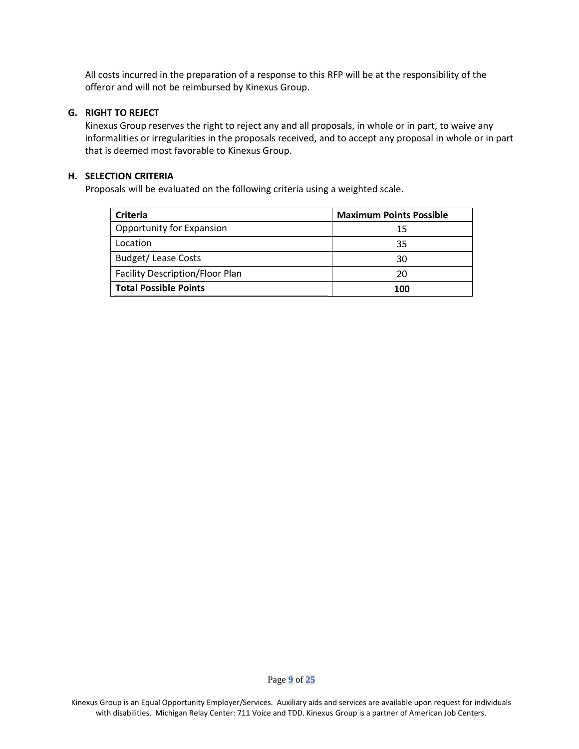All costs incurred in the preparation of a response to this RFP will be at the responsibility of the offeror and will not be reimbursed by Kinexus Group.

### G. RIGHT TO REJECT

Kinexus Group reserves the right to reject any and all proposals, in whole or in part, to waive any informalities or irregularities in the proposals received, and to accept any proposal in whole or in part that is deemed most favorable to Kinexus Group.

### H. SELECTION CRITERIA

Proposals will be evaluated on the following criteria using a weighted scale.

| Criteria | Maximum Points Possible |
|---|---|
| Opportunity for Expansion | 15 |
| Location | 35 |
| Budget/ Lease Costs | 30 |
| Facility Description/Floor Plan | 20 |
| **Total Possible Points** | **100** |

Kinexus Group is an Equal Opportunity Employer/Services. Auxiliary aids and services are available upon request for individuals with disabilities. Michigan Relay Center: 711 Voice and TDD. Kinexus Group is a partner of American Job Centers.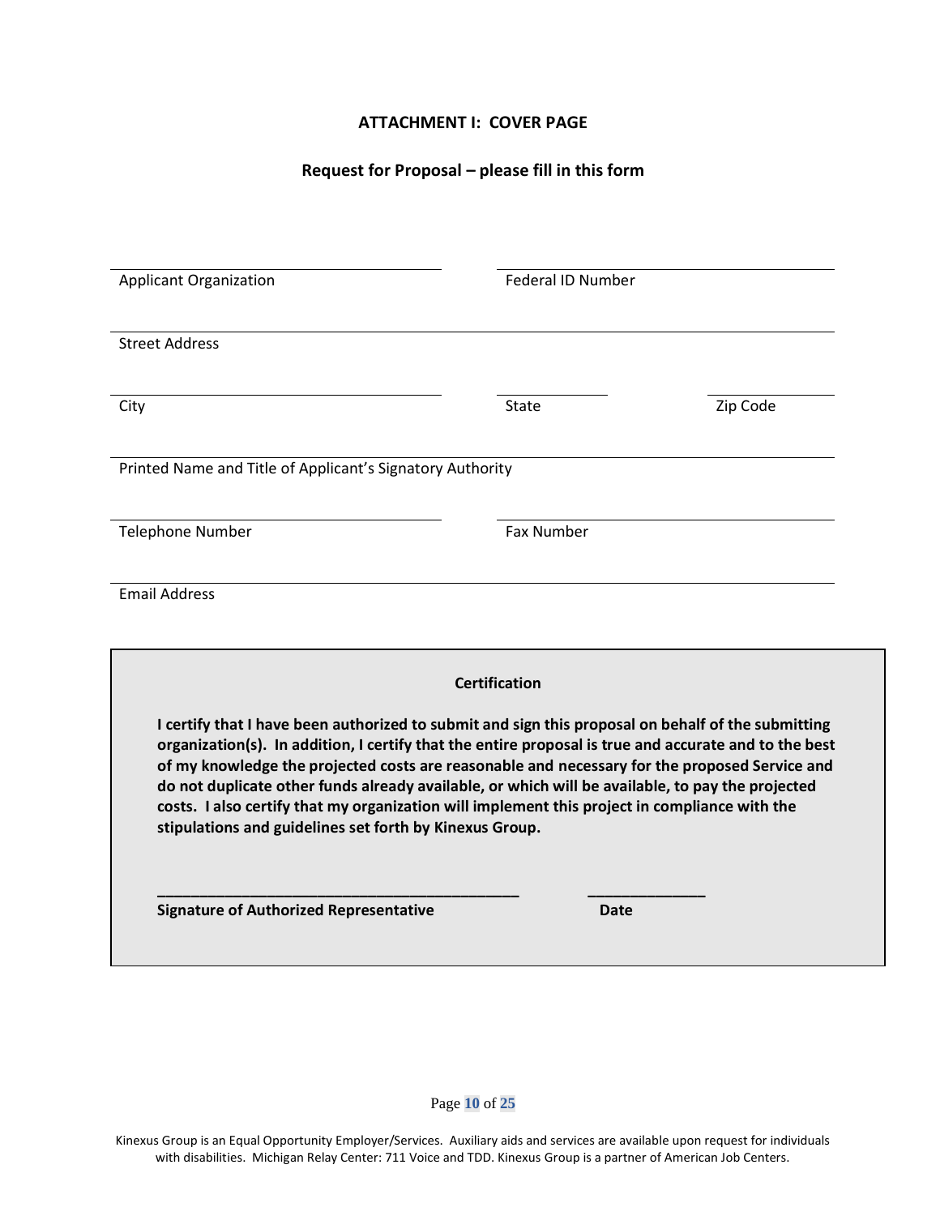## ATTACHMENT I: COVER PAGE

**Request for Proposal – please fill in this form**

| | |
|---|---|
| Applicant Organization | Federal ID Number |

Street Address

| | | |
|---|---|---|
| City | State | Zip Code |

Printed Name and Title of Applicant's Signatory Authority

| | |
|---|---|
| Telephone Number | Fax Number |

Email Address

**Certification**

**I certify that I have been authorized to submit and sign this proposal on behalf of the submitting organization(s). In addition, I certify that the entire proposal is true and accurate and to the best of my knowledge the projected costs are reasonable and necessary for the proposed Service and do not duplicate other funds already available, or which will be available, to pay the projected costs. I also certify that my organization will implement this project in compliance with the stipulations and guidelines set forth by Kinexus Group.**

**\_\_\_\_\_\_\_\_\_\_\_\_\_\_\_\_\_\_\_\_\_\_\_\_\_\_\_\_\_\_\_\_\_\_\_\_\_\_\_\_\_\_ \_\_\_\_\_\_\_\_\_\_\_\_\_\_**

**Signature of Authorized Representative Date**

Kinexus Group is an Equal Opportunity Employer/Services. Auxiliary aids and services are available upon request for individuals with disabilities. Michigan Relay Center: 711 Voice and TDD. Kinexus Group is a partner of American Job Centers.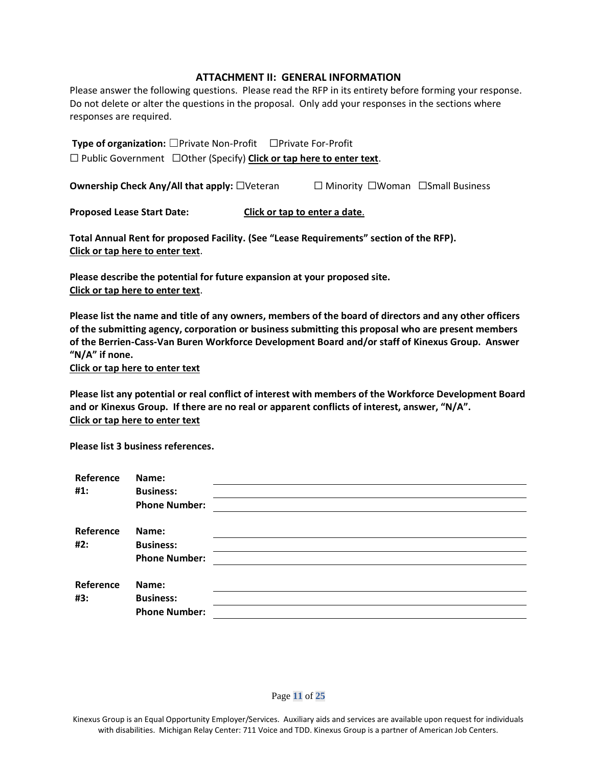## ATTACHMENT II: GENERAL INFORMATION

Please answer the following questions. Please read the RFP in its entirety before forming your response. Do not delete or alter the questions in the proposal. Only add your responses in the sections where responses are required.

**Type of organization:** ☐Private Non-Profit ☐Private For-Profit
☐ Public Government ☐Other (Specify) **Click or tap here to enter text**.

**Ownership Check Any/All that apply:** ☐Veteran ☐ Minority ☐Woman ☐Small Business

**Proposed Lease Start Date:** **Click or tap to enter a date**.

**Total Annual Rent for proposed Facility. (See "Lease Requirements" section of the RFP).**
**Click or tap here to enter text**.

**Please describe the potential for future expansion at your proposed site.**
**Click or tap here to enter text**.

**Please list the name and title of any owners, members of the board of directors and any other officers of the submitting agency, corporation or business submitting this proposal who are present members of the Berrien-Cass-Van Buren Workforce Development Board and/or staff of Kinexus Group. Answer "N/A" if none.**
**Click or tap here to enter text**

**Please list any potential or real conflict of interest with members of the Workforce Development Board and or Kinexus Group. If there are no real or apparent conflicts of interest, answer, "N/A".**
**Click or tap here to enter text**

**Please list 3 business references.**

| | | |
|---|---|---|
| **Reference #1:** | **Name:** | |
| | **Business:** | |
| | **Phone Number:** | |
| **Reference #2:** | **Name:** | |
| | **Business:** | |
| | **Phone Number:** | |
| **Reference #3:** | **Name:** | |
| | **Business:** | |
| | **Phone Number:** | |

Kinexus Group is an Equal Opportunity Employer/Services. Auxiliary aids and services are available upon request for individuals with disabilities. Michigan Relay Center: 711 Voice and TDD. Kinexus Group is a partner of American Job Centers.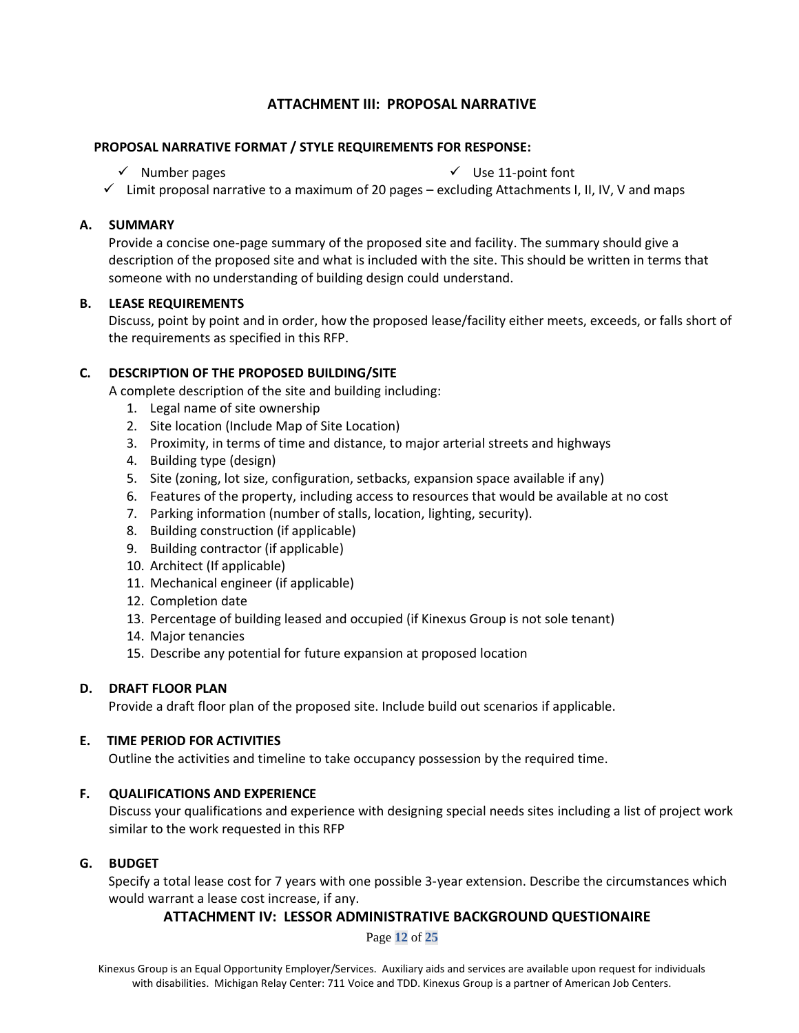## ATTACHMENT III: PROPOSAL NARRATIVE

**PROPOSAL NARRATIVE FORMAT / STYLE REQUIREMENTS FOR RESPONSE:**

- ✓ Number pages
- ✓ Use 11-point font
- ✓ Limit proposal narrative to a maximum of 20 pages – excluding Attachments I, II, IV, V and maps

### A. SUMMARY

Provide a concise one-page summary of the proposed site and facility. The summary should give a description of the proposed site and what is included with the site. This should be written in terms that someone with no understanding of building design could understand.

### B. LEASE REQUIREMENTS

Discuss, point by point and in order, how the proposed lease/facility either meets, exceeds, or falls short of the requirements as specified in this RFP.

### C. DESCRIPTION OF THE PROPOSED BUILDING/SITE

A complete description of the site and building including:

1. Legal name of site ownership
2. Site location (Include Map of Site Location)
3. Proximity, in terms of time and distance, to major arterial streets and highways
4. Building type (design)
5. Site (zoning, lot size, configuration, setbacks, expansion space available if any)
6. Features of the property, including access to resources that would be available at no cost
7. Parking information (number of stalls, location, lighting, security).
8. Building construction (if applicable)
9. Building contractor (if applicable)
10. Architect (If applicable)
11. Mechanical engineer (if applicable)
12. Completion date
13. Percentage of building leased and occupied (if Kinexus Group is not sole tenant)
14. Major tenancies
15. Describe any potential for future expansion at proposed location

### D. DRAFT FLOOR PLAN

Provide a draft floor plan of the proposed site. Include build out scenarios if applicable.

### E. TIME PERIOD FOR ACTIVITIES

Outline the activities and timeline to take occupancy possession by the required time.

### F. QUALIFICATIONS AND EXPERIENCE

Discuss your qualifications and experience with designing special needs sites including a list of project work similar to the work requested in this RFP

### G. BUDGET

Specify a total lease cost for 7 years with one possible 3-year extension. Describe the circumstances which would warrant a lease cost increase, if any.

## ATTACHMENT IV: LESSOR ADMINISTRATIVE BACKGROUND QUESTIONAIRE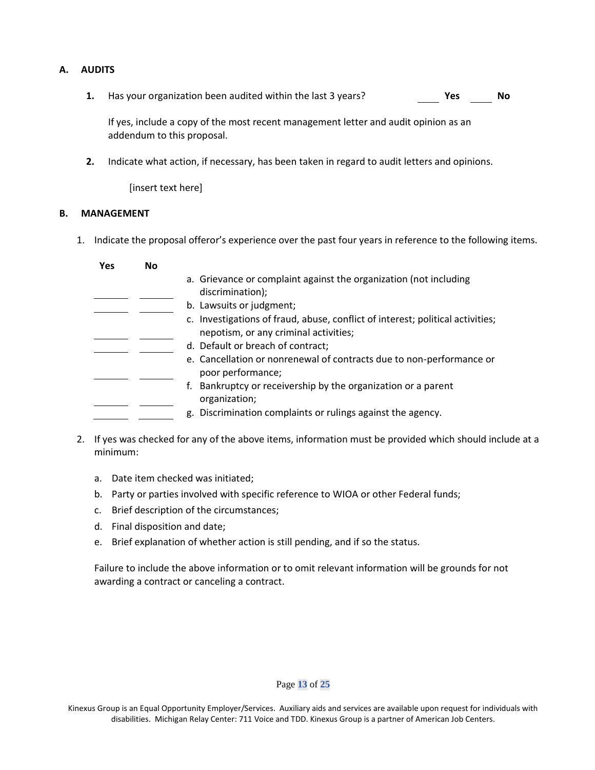## A. AUDITS

**1.** Has your organization been audited within the last 3 years? ____ **Yes** ____ **No**

If yes, include a copy of the most recent management letter and audit opinion as an addendum to this proposal.

**2.** Indicate what action, if necessary, has been taken in regard to audit letters and opinions.

[insert text here]

## B. MANAGEMENT

1. Indicate the proposal offeror's experience over the past four years in reference to the following items.

| Yes | No | |
|---|---|---|
| ______ | ______ | a. Grievance or complaint against the organization (not including discrimination); |
| ______ | ______ | b. Lawsuits or judgment; |
| ______ | ______ | c. Investigations of fraud, abuse, conflict of interest; political activities; nepotism, or any criminal activities; |
| ______ | ______ | d. Default or breach of contract; |
| ______ | ______ | e. Cancellation or nonrenewal of contracts due to non-performance or poor performance; |
| ______ | ______ | f. Bankruptcy or receivership by the organization or a parent organization; |
| ______ | ______ | g. Discrimination complaints or rulings against the agency. |

2. If yes was checked for any of the above items, information must be provided which should include at a minimum:

   a. Date item checked was initiated;
   b. Party or parties involved with specific reference to WIOA or other Federal funds;
   c. Brief description of the circumstances;
   d. Final disposition and date;
   e. Brief explanation of whether action is still pending, and if so the status.

   Failure to include the above information or to omit relevant information will be grounds for not awarding a contract or canceling a contract.

Kinexus Group is an Equal Opportunity Employer/Services. Auxiliary aids and services are available upon request for individuals with disabilities. Michigan Relay Center: 711 Voice and TDD. Kinexus Group is a partner of American Job Centers.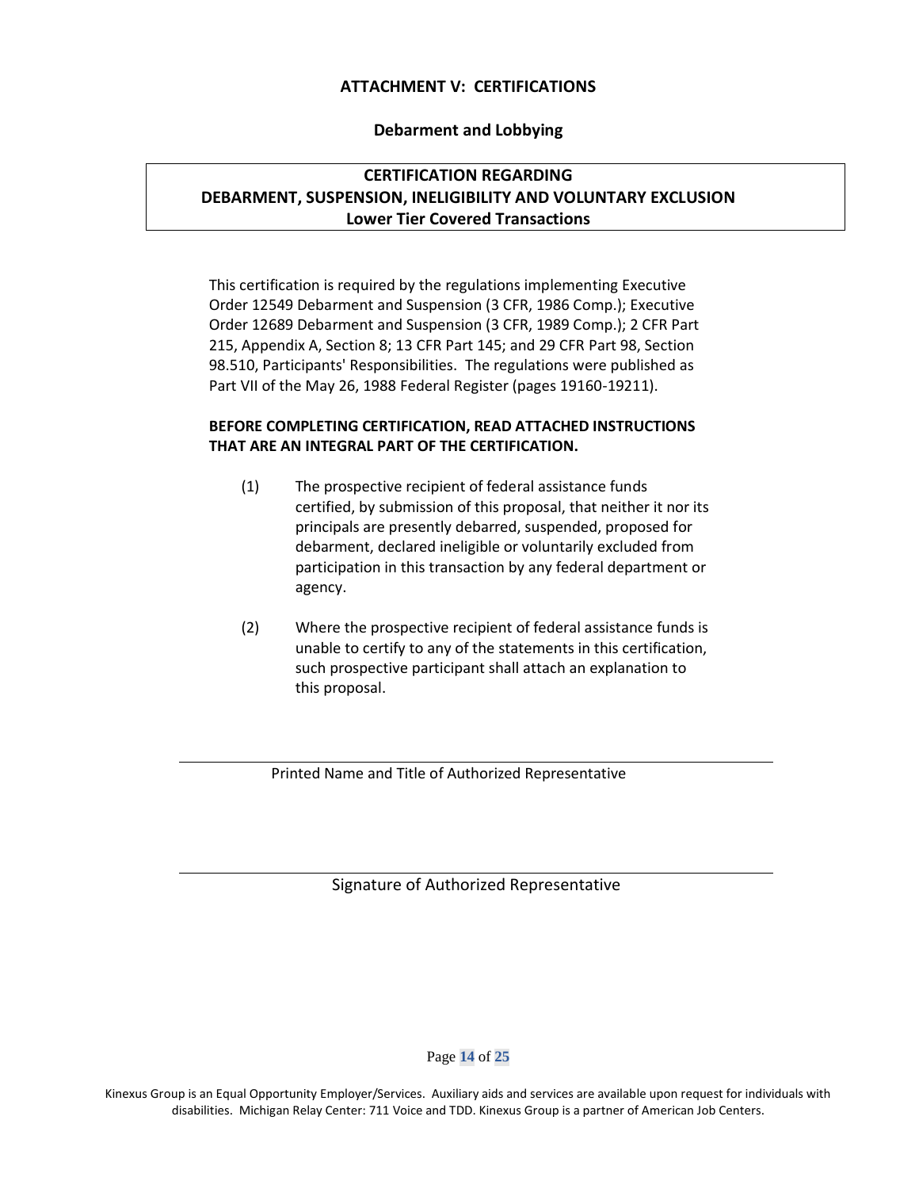## ATTACHMENT V: CERTIFICATIONS

### Debarment and Lobbying

**CERTIFICATION REGARDING**
**DEBARMENT, SUSPENSION, INELIGIBILITY AND VOLUNTARY EXCLUSION**
**Lower Tier Covered Transactions**

This certification is required by the regulations implementing Executive Order 12549 Debarment and Suspension (3 CFR, 1986 Comp.); Executive Order 12689 Debarment and Suspension (3 CFR, 1989 Comp.); 2 CFR Part 215, Appendix A, Section 8; 13 CFR Part 145; and 29 CFR Part 98, Section 98.510, Participants' Responsibilities. The regulations were published as Part VII of the May 26, 1988 Federal Register (pages 19160-19211).

**BEFORE COMPLETING CERTIFICATION, READ ATTACHED INSTRUCTIONS THAT ARE AN INTEGRAL PART OF THE CERTIFICATION.**

(1) The prospective recipient of federal assistance funds certified, by submission of this proposal, that neither it nor its principals are presently debarred, suspended, proposed for debarment, declared ineligible or voluntarily excluded from participation in this transaction by any federal department or agency.

(2) Where the prospective recipient of federal assistance funds is unable to certify to any of the statements in this certification, such prospective participant shall attach an explanation to this proposal.

\_\_\_\_\_\_\_\_\_\_\_\_\_\_\_\_\_\_\_\_\_\_\_\_\_\_\_\_\_\_\_\_\_\_\_\_\_\_\_\_\_\_\_\_

Printed Name and Title of Authorized Representative

\_\_\_\_\_\_\_\_\_\_\_\_\_\_\_\_\_\_\_\_\_\_\_\_\_\_\_\_\_\_\_\_\_\_\_\_\_\_\_\_\_\_\_\_

Signature of Authorized Representative

Kinexus Group is an Equal Opportunity Employer/Services. Auxiliary aids and services are available upon request for individuals with disabilities. Michigan Relay Center: 711 Voice and TDD. Kinexus Group is a partner of American Job Centers.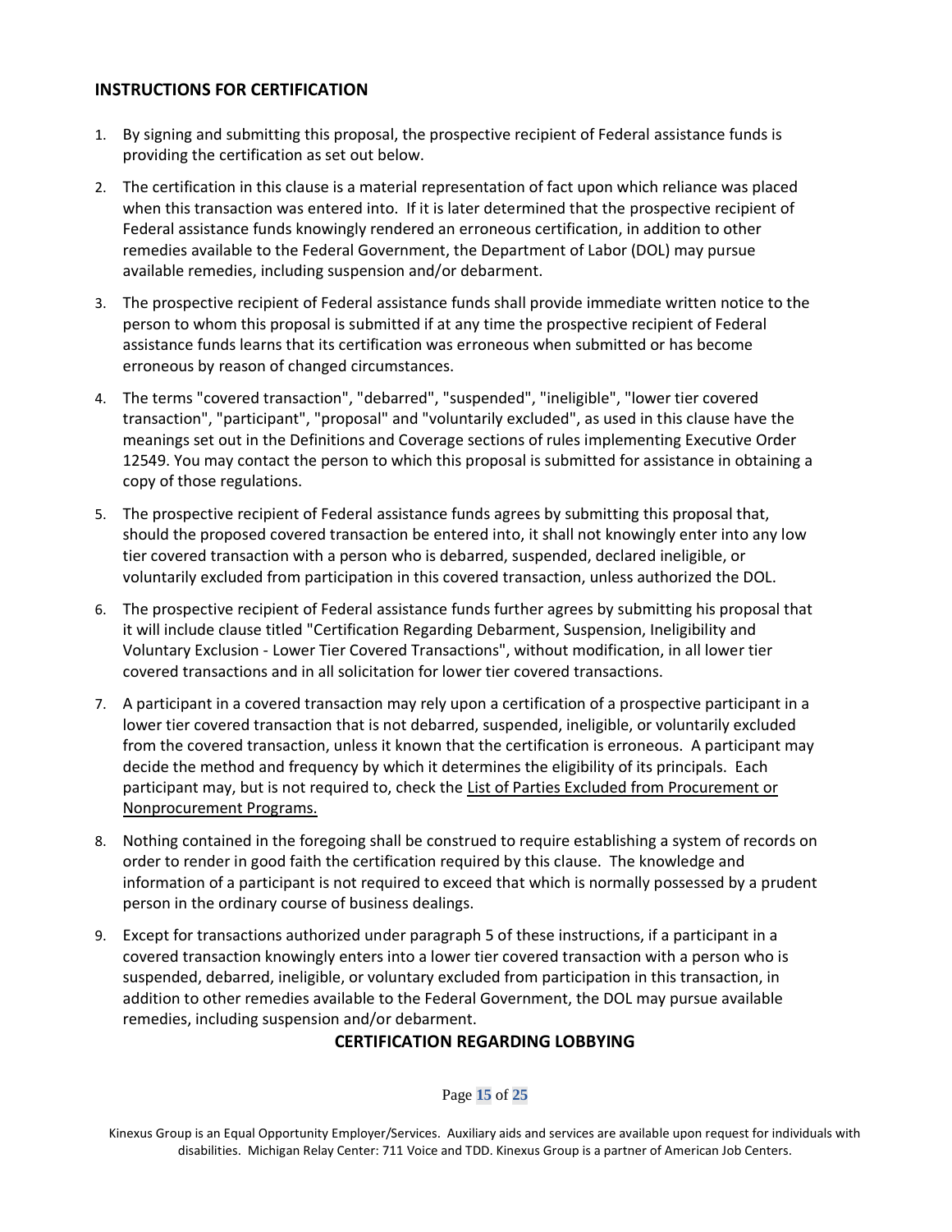## INSTRUCTIONS FOR CERTIFICATION

1. By signing and submitting this proposal, the prospective recipient of Federal assistance funds is providing the certification as set out below.
2. The certification in this clause is a material representation of fact upon which reliance was placed when this transaction was entered into. If it is later determined that the prospective recipient of Federal assistance funds knowingly rendered an erroneous certification, in addition to other remedies available to the Federal Government, the Department of Labor (DOL) may pursue available remedies, including suspension and/or debarment.
3. The prospective recipient of Federal assistance funds shall provide immediate written notice to the person to whom this proposal is submitted if at any time the prospective recipient of Federal assistance funds learns that its certification was erroneous when submitted or has become erroneous by reason of changed circumstances.
4. The terms "covered transaction", "debarred", "suspended", "ineligible", "lower tier covered transaction", "participant", "proposal" and "voluntarily excluded", as used in this clause have the meanings set out in the Definitions and Coverage sections of rules implementing Executive Order 12549. You may contact the person to which this proposal is submitted for assistance in obtaining a copy of those regulations.
5. The prospective recipient of Federal assistance funds agrees by submitting this proposal that, should the proposed covered transaction be entered into, it shall not knowingly enter into any low tier covered transaction with a person who is debarred, suspended, declared ineligible, or voluntarily excluded from participation in this covered transaction, unless authorized the DOL.
6. The prospective recipient of Federal assistance funds further agrees by submitting his proposal that it will include clause titled "Certification Regarding Debarment, Suspension, Ineligibility and Voluntary Exclusion - Lower Tier Covered Transactions", without modification, in all lower tier covered transactions and in all solicitation for lower tier covered transactions.
7. A participant in a covered transaction may rely upon a certification of a prospective participant in a lower tier covered transaction that is not debarred, suspended, ineligible, or voluntarily excluded from the covered transaction, unless it known that the certification is erroneous. A participant may decide the method and frequency by which it determines the eligibility of its principals. Each participant may, but is not required to, check the List of Parties Excluded from Procurement or Nonprocurement Programs.
8. Nothing contained in the foregoing shall be construed to require establishing a system of records on order to render in good faith the certification required by this clause. The knowledge and information of a participant is not required to exceed that which is normally possessed by a prudent person in the ordinary course of business dealings.
9. Except for transactions authorized under paragraph 5 of these instructions, if a participant in a covered transaction knowingly enters into a lower tier covered transaction with a person who is suspended, debarred, ineligible, or voluntary excluded from participation in this transaction, in addition to other remedies available to the Federal Government, the DOL may pursue available remedies, including suspension and/or debarment.

## CERTIFICATION REGARDING LOBBYING

Kinexus Group is an Equal Opportunity Employer/Services. Auxiliary aids and services are available upon request for individuals with disabilities. Michigan Relay Center: 711 Voice and TDD. Kinexus Group is a partner of American Job Centers.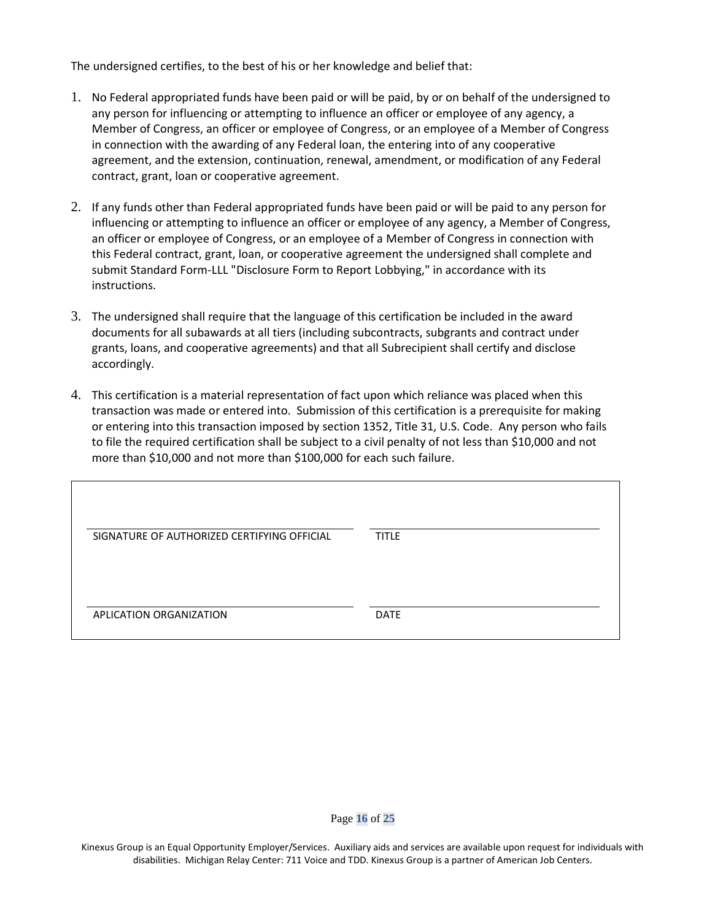The undersigned certifies, to the best of his or her knowledge and belief that:

1. No Federal appropriated funds have been paid or will be paid, by or on behalf of the undersigned to any person for influencing or attempting to influence an officer or employee of any agency, a Member of Congress, an officer or employee of Congress, or an employee of a Member of Congress in connection with the awarding of any Federal loan, the entering into of any cooperative agreement, and the extension, continuation, renewal, amendment, or modification of any Federal contract, grant, loan or cooperative agreement.

2. If any funds other than Federal appropriated funds have been paid or will be paid to any person for influencing or attempting to influence an officer or employee of any agency, a Member of Congress, an officer or employee of Congress, or an employee of a Member of Congress in connection with this Federal contract, grant, loan, or cooperative agreement the undersigned shall complete and submit Standard Form-LLL "Disclosure Form to Report Lobbying," in accordance with its instructions.

3. The undersigned shall require that the language of this certification be included in the award documents for all subawards at all tiers (including subcontracts, subgrants and contract under grants, loans, and cooperative agreements) and that all Subrecipient shall certify and disclose accordingly.

4. This certification is a material representation of fact upon which reliance was placed when this transaction was made or entered into. Submission of this certification is a prerequisite for making or entering into this transaction imposed by section 1352, Title 31, U.S. Code. Any person who fails to file the required certification shall be subject to a civil penalty of not less than $10,000 and not more than $10,000 and not more than $100,000 for each such failure.

| | |
|---|---|
| SIGNATURE OF AUTHORIZED CERTIFYING OFFICIAL | TITLE |
| APLICATION ORGANIZATION | DATE |

Kinexus Group is an Equal Opportunity Employer/Services. Auxiliary aids and services are available upon request for individuals with disabilities. Michigan Relay Center: 711 Voice and TDD. Kinexus Group is a partner of American Job Centers.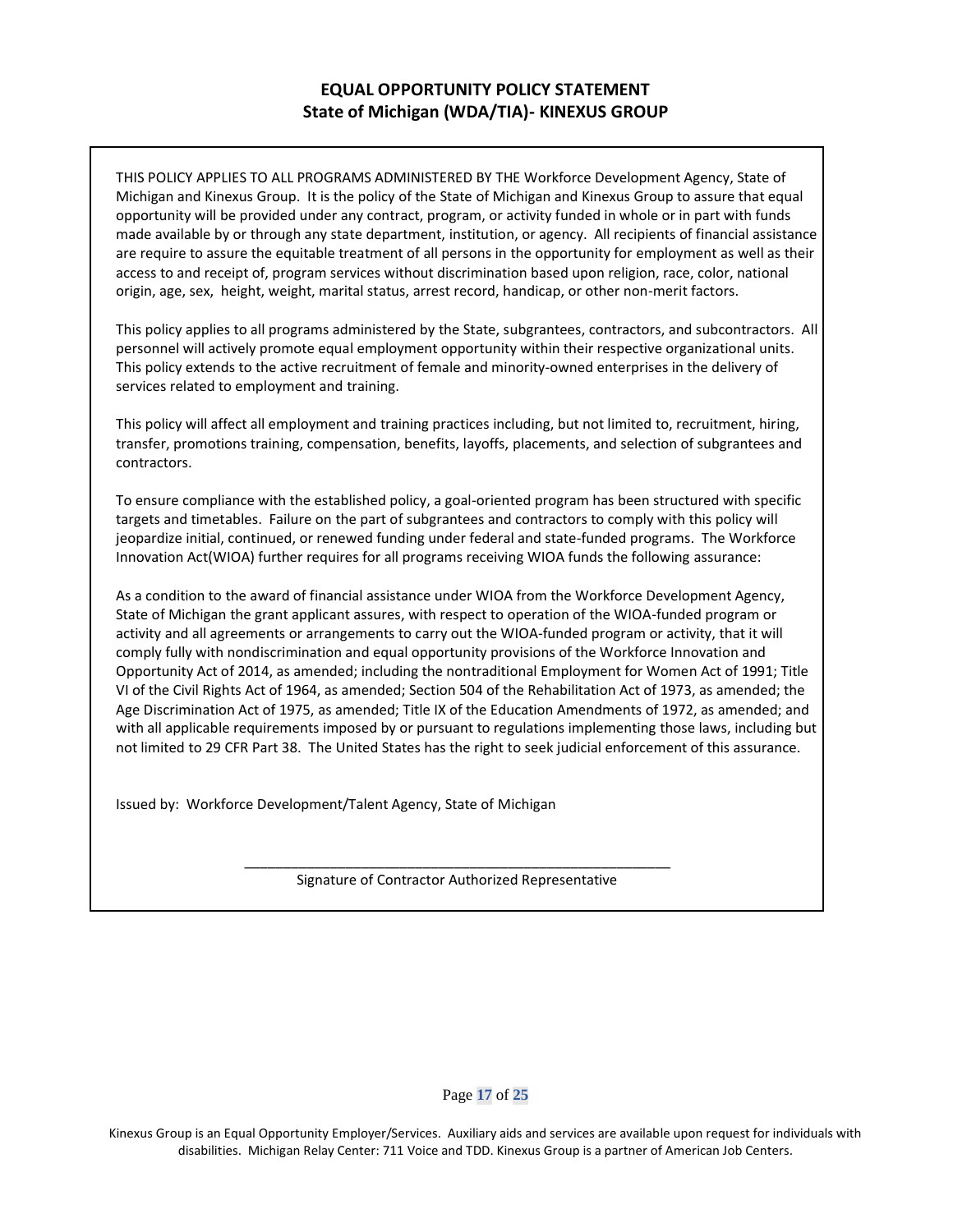# EQUAL OPPORTUNITY POLICY STATEMENT
## State of Michigan (WDA/TIA)- KINEXUS GROUP

THIS POLICY APPLIES TO ALL PROGRAMS ADMINISTERED BY THE Workforce Development Agency, State of Michigan and Kinexus Group. It is the policy of the State of Michigan and Kinexus Group to assure that equal opportunity will be provided under any contract, program, or activity funded in whole or in part with funds made available by or through any state department, institution, or agency. All recipients of financial assistance are require to assure the equitable treatment of all persons in the opportunity for employment as well as their access to and receipt of, program services without discrimination based upon religion, race, color, national origin, age, sex, height, weight, marital status, arrest record, handicap, or other non-merit factors.

This policy applies to all programs administered by the State, subgrantees, contractors, and subcontractors. All personnel will actively promote equal employment opportunity within their respective organizational units. This policy extends to the active recruitment of female and minority-owned enterprises in the delivery of services related to employment and training.

This policy will affect all employment and training practices including, but not limited to, recruitment, hiring, transfer, promotions training, compensation, benefits, layoffs, placements, and selection of subgrantees and contractors.

To ensure compliance with the established policy, a goal-oriented program has been structured with specific targets and timetables. Failure on the part of subgrantees and contractors to comply with this policy will jeopardize initial, continued, or renewed funding under federal and state-funded programs. The Workforce Innovation Act(WIOA) further requires for all programs receiving WIOA funds the following assurance:

As a condition to the award of financial assistance under WIOA from the Workforce Development Agency, State of Michigan the grant applicant assures, with respect to operation of the WIOA-funded program or activity and all agreements or arrangements to carry out the WIOA-funded program or activity, that it will comply fully with nondiscrimination and equal opportunity provisions of the Workforce Innovation and Opportunity Act of 2014, as amended; including the nontraditional Employment for Women Act of 1991; Title VI of the Civil Rights Act of 1964, as amended; Section 504 of the Rehabilitation Act of 1973, as amended; the Age Discrimination Act of 1975, as amended; Title IX of the Education Amendments of 1972, as amended; and with all applicable requirements imposed by or pursuant to regulations implementing those laws, including but not limited to 29 CFR Part 38. The United States has the right to seek judicial enforcement of this assurance.

Issued by: Workforce Development/Talent Agency, State of Michigan

\_\_\_\_\_\_\_\_\_\_\_\_\_\_\_\_\_\_\_\_\_\_\_\_\_\_\_\_\_\_\_\_\_\_\_\_\_\_\_\_\_\_\_\_\_\_\_\_\_\_\_\_\_\_\_\_

Signature of Contractor Authorized Representative

Kinexus Group is an Equal Opportunity Employer/Services. Auxiliary aids and services are available upon request for individuals with disabilities. Michigan Relay Center: 711 Voice and TDD. Kinexus Group is a partner of American Job Centers.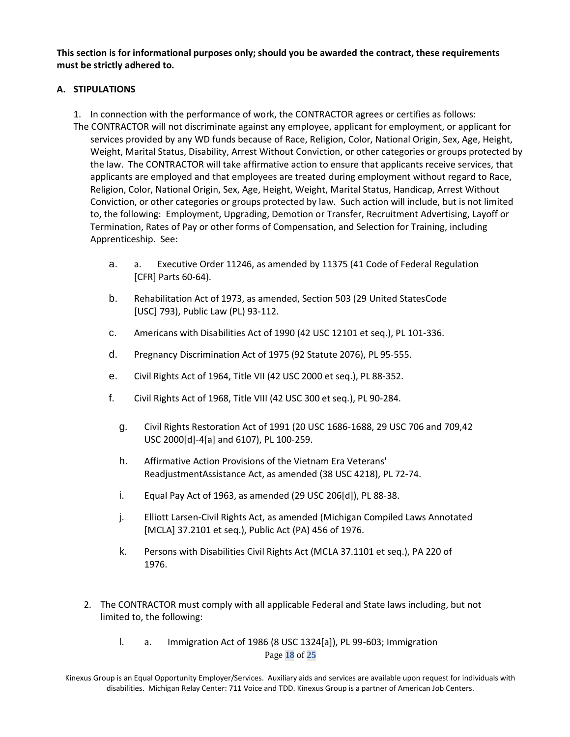**This section is for informational purposes only; should you be awarded the contract, these requirements must be strictly adhered to.**

**A. STIPULATIONS**

1. In connection with the performance of work, the CONTRACTOR agrees or certifies as follows:

The CONTRACTOR will not discriminate against any employee, applicant for employment, or applicant for services provided by any WD funds because of Race, Religion, Color, National Origin, Sex, Age, Height, Weight, Marital Status, Disability, Arrest Without Conviction, or other categories or groups protected by the law. The CONTRACTOR will take affirmative action to ensure that applicants receive services, that applicants are employed and that employees are treated during employment without regard to Race, Religion, Color, National Origin, Sex, Age, Height, Weight, Marital Status, Handicap, Arrest Without Conviction, or other categories or groups protected by law. Such action will include, but is not limited to, the following: Employment, Upgrading, Demotion or Transfer, Recruitment Advertising, Layoff or Termination, Rates of Pay or other forms of Compensation, and Selection for Training, including Apprenticeship. See:

a. a. Executive Order 11246, as amended by 11375 (41 Code of Federal Regulation [CFR] Parts 60-64).

b. Rehabilitation Act of 1973, as amended, Section 503 (29 United StatesCode [USC] 793), Public Law (PL) 93-112.

c. Americans with Disabilities Act of 1990 (42 USC 12101 et seq.), PL 101-336.

d. Pregnancy Discrimination Act of 1975 (92 Statute 2076), PL 95-555.

e. Civil Rights Act of 1964, Title VII (42 USC 2000 et seq.), PL 88-352.

f. Civil Rights Act of 1968, Title VIII (42 USC 300 et seq.), PL 90-284.

g. Civil Rights Restoration Act of 1991 (20 USC 1686-1688, 29 USC 706 and 709,42 USC 2000[d]-4[a] and 6107), PL 100-259.

h. Affirmative Action Provisions of the Vietnam Era Veterans' ReadjustmentAssistance Act, as amended (38 USC 4218), PL 72-74.

i. Equal Pay Act of 1963, as amended (29 USC 206[d]), PL 88-38.

j. Elliott Larsen-Civil Rights Act, as amended (Michigan Compiled Laws Annotated [MCLA] 37.2101 et seq.), Public Act (PA) 456 of 1976.

k. Persons with Disabilities Civil Rights Act (MCLA 37.1101 et seq.), PA 220 of 1976.

2. The CONTRACTOR must comply with all applicable Federal and State laws including, but not limited to, the following:

l. a. Immigration Act of 1986 (8 USC 1324[a]), PL 99-603; Immigration

Kinexus Group is an Equal Opportunity Employer/Services. Auxiliary aids and services are available upon request for individuals with disabilities. Michigan Relay Center: 711 Voice and TDD. Kinexus Group is a partner of American Job Centers.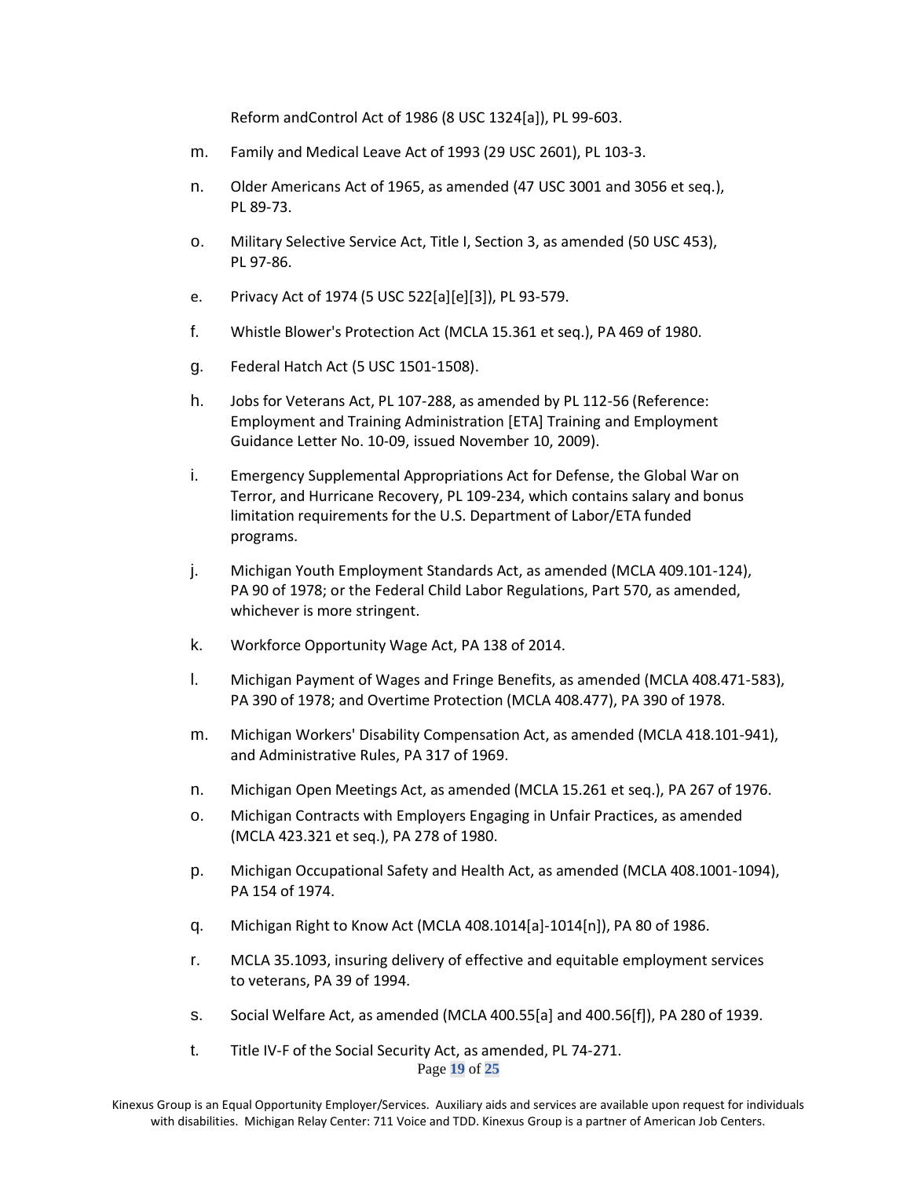Reform andControl Act of 1986 (8 USC 1324[a]), PL 99-603.

m. Family and Medical Leave Act of 1993 (29 USC 2601), PL 103-3.

n. Older Americans Act of 1965, as amended (47 USC 3001 and 3056 et seq.), PL 89-73.

o. Military Selective Service Act, Title I, Section 3, as amended (50 USC 453), PL 97-86.

e. Privacy Act of 1974 (5 USC 522[a][e][3]), PL 93-579.

f. Whistle Blower's Protection Act (MCLA 15.361 et seq.), PA 469 of 1980.

g. Federal Hatch Act (5 USC 1501-1508).

h. Jobs for Veterans Act, PL 107-288, as amended by PL 112-56 (Reference: Employment and Training Administration [ETA] Training and Employment Guidance Letter No. 10-09, issued November 10, 2009).

i. Emergency Supplemental Appropriations Act for Defense, the Global War on Terror, and Hurricane Recovery, PL 109-234, which contains salary and bonus limitation requirements for the U.S. Department of Labor/ETA funded programs.

j. Michigan Youth Employment Standards Act, as amended (MCLA 409.101-124), PA 90 of 1978; or the Federal Child Labor Regulations, Part 570, as amended, whichever is more stringent.

k. Workforce Opportunity Wage Act, PA 138 of 2014.

l. Michigan Payment of Wages and Fringe Benefits, as amended (MCLA 408.471-583), PA 390 of 1978; and Overtime Protection (MCLA 408.477), PA 390 of 1978.

m. Michigan Workers' Disability Compensation Act, as amended (MCLA 418.101-941), and Administrative Rules, PA 317 of 1969.

n. Michigan Open Meetings Act, as amended (MCLA 15.261 et seq.), PA 267 of 1976.

o. Michigan Contracts with Employers Engaging in Unfair Practices, as amended (MCLA 423.321 et seq.), PA 278 of 1980.

p. Michigan Occupational Safety and Health Act, as amended (MCLA 408.1001-1094), PA 154 of 1974.

q. Michigan Right to Know Act (MCLA 408.1014[a]-1014[n]), PA 80 of 1986.

r. MCLA 35.1093, insuring delivery of effective and equitable employment services to veterans, PA 39 of 1994.

s. Social Welfare Act, as amended (MCLA 400.55[a] and 400.56[f]), PA 280 of 1939.

t. Title IV-F of the Social Security Act, as amended, PL 74-271.

Kinexus Group is an Equal Opportunity Employer/Services. Auxiliary aids and services are available upon request for individuals with disabilities. Michigan Relay Center: 711 Voice and TDD. Kinexus Group is a partner of American Job Centers.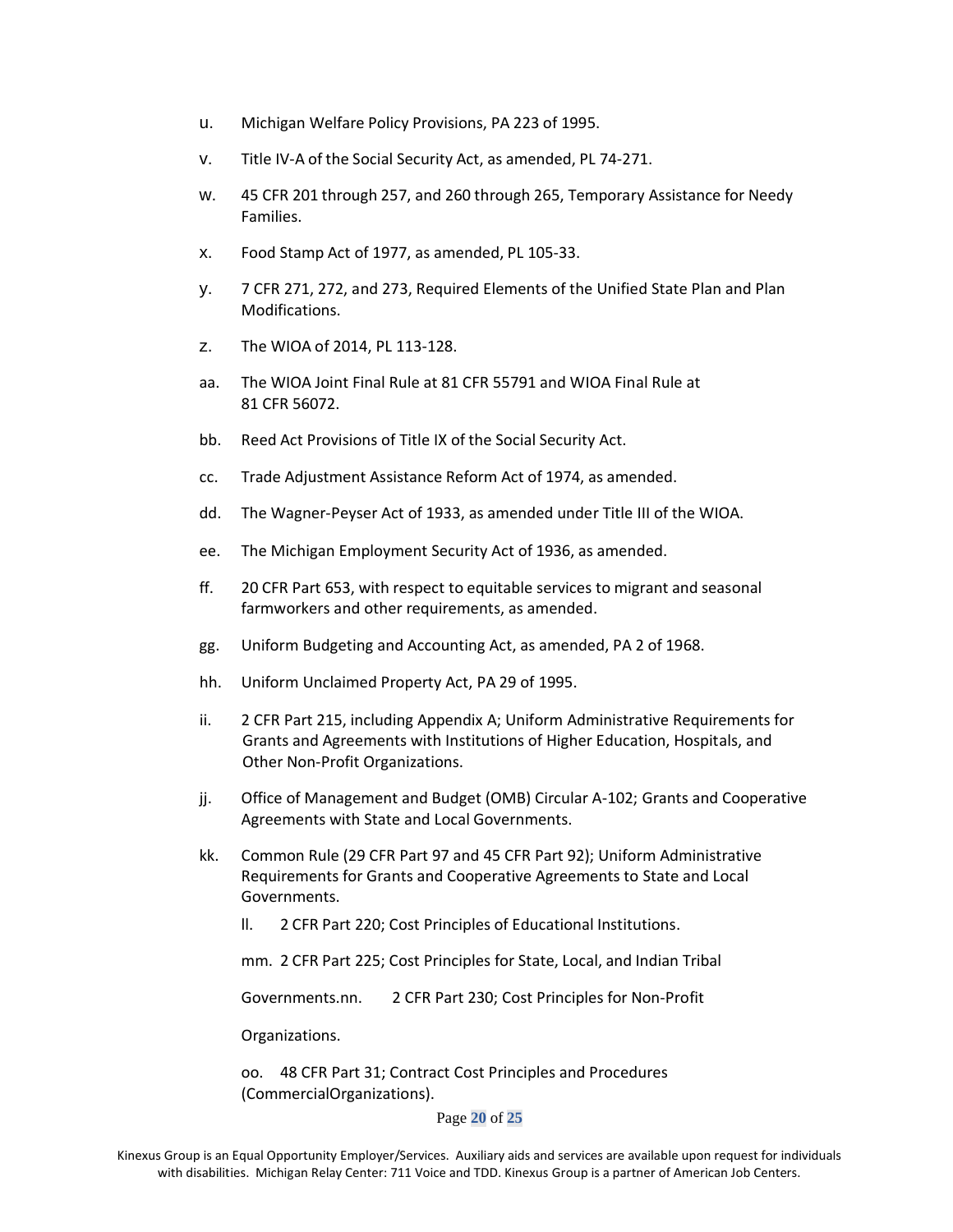u. Michigan Welfare Policy Provisions, PA 223 of 1995.

v. Title IV-A of the Social Security Act, as amended, PL 74-271.

w. 45 CFR 201 through 257, and 260 through 265, Temporary Assistance for Needy Families.

x. Food Stamp Act of 1977, as amended, PL 105-33.

y. 7 CFR 271, 272, and 273, Required Elements of the Unified State Plan and Plan Modifications.

z. The WIOA of 2014, PL 113-128.

aa. The WIOA Joint Final Rule at 81 CFR 55791 and WIOA Final Rule at 81 CFR 56072.

bb. Reed Act Provisions of Title IX of the Social Security Act.

cc. Trade Adjustment Assistance Reform Act of 1974, as amended.

dd. The Wagner-Peyser Act of 1933, as amended under Title III of the WIOA.

ee. The Michigan Employment Security Act of 1936, as amended.

ff. 20 CFR Part 653, with respect to equitable services to migrant and seasonal farmworkers and other requirements, as amended.

gg. Uniform Budgeting and Accounting Act, as amended, PA 2 of 1968.

hh. Uniform Unclaimed Property Act, PA 29 of 1995.

ii. 2 CFR Part 215, including Appendix A; Uniform Administrative Requirements for Grants and Agreements with Institutions of Higher Education, Hospitals, and Other Non-Profit Organizations.

jj. Office of Management and Budget (OMB) Circular A-102; Grants and Cooperative Agreements with State and Local Governments.

kk. Common Rule (29 CFR Part 97 and 45 CFR Part 92); Uniform Administrative Requirements for Grants and Cooperative Agreements to State and Local Governments.

ll. 2 CFR Part 220; Cost Principles of Educational Institutions.

mm. 2 CFR Part 225; Cost Principles for State, Local, and Indian Tribal Governments.

nn. 2 CFR Part 230; Cost Principles for Non-Profit Organizations.

oo. 48 CFR Part 31; Contract Cost Principles and Procedures (CommercialOrganizations).

Kinexus Group is an Equal Opportunity Employer/Services. Auxiliary aids and services are available upon request for individuals with disabilities. Michigan Relay Center: 711 Voice and TDD. Kinexus Group is a partner of American Job Centers.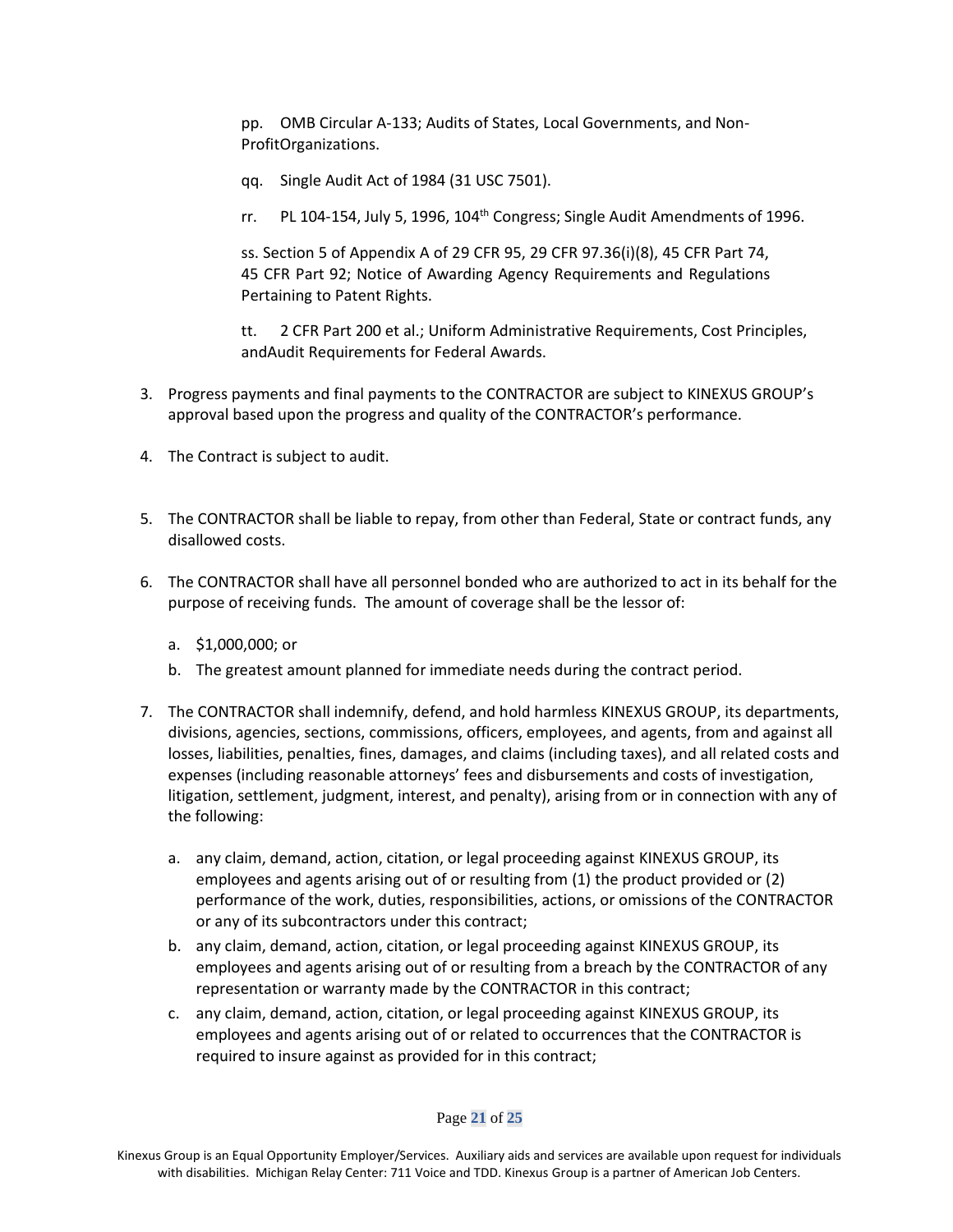pp. OMB Circular A-133; Audits of States, Local Governments, and Non-ProfitOrganizations.

qq. Single Audit Act of 1984 (31 USC 7501).

rr. PL 104-154, July 5, 1996, 104th Congress; Single Audit Amendments of 1996.

ss. Section 5 of Appendix A of 29 CFR 95, 29 CFR 97.36(i)(8), 45 CFR Part 74, 45 CFR Part 92; Notice of Awarding Agency Requirements and Regulations Pertaining to Patent Rights.

tt. 2 CFR Part 200 et al.; Uniform Administrative Requirements, Cost Principles, andAudit Requirements for Federal Awards.

3. Progress payments and final payments to the CONTRACTOR are subject to KINEXUS GROUP's approval based upon the progress and quality of the CONTRACTOR's performance.

4. The Contract is subject to audit.

5. The CONTRACTOR shall be liable to repay, from other than Federal, State or contract funds, any disallowed costs.

6. The CONTRACTOR shall have all personnel bonded who are authorized to act in its behalf for the purpose of receiving funds. The amount of coverage shall be the lessor of:
   a. $1,000,000; or
   b. The greatest amount planned for immediate needs during the contract period.

7. The CONTRACTOR shall indemnify, defend, and hold harmless KINEXUS GROUP, its departments, divisions, agencies, sections, commissions, officers, employees, and agents, from and against all losses, liabilities, penalties, fines, damages, and claims (including taxes), and all related costs and expenses (including reasonable attorneys' fees and disbursements and costs of investigation, litigation, settlement, judgment, interest, and penalty), arising from or in connection with any of the following:
   a. any claim, demand, action, citation, or legal proceeding against KINEXUS GROUP, its employees and agents arising out of or resulting from (1) the product provided or (2) performance of the work, duties, responsibilities, actions, or omissions of the CONTRACTOR or any of its subcontractors under this contract;
   b. any claim, demand, action, citation, or legal proceeding against KINEXUS GROUP, its employees and agents arising out of or resulting from a breach by the CONTRACTOR of any representation or warranty made by the CONTRACTOR in this contract;
   c. any claim, demand, action, citation, or legal proceeding against KINEXUS GROUP, its employees and agents arising out of or related to occurrences that the CONTRACTOR is required to insure against as provided for in this contract;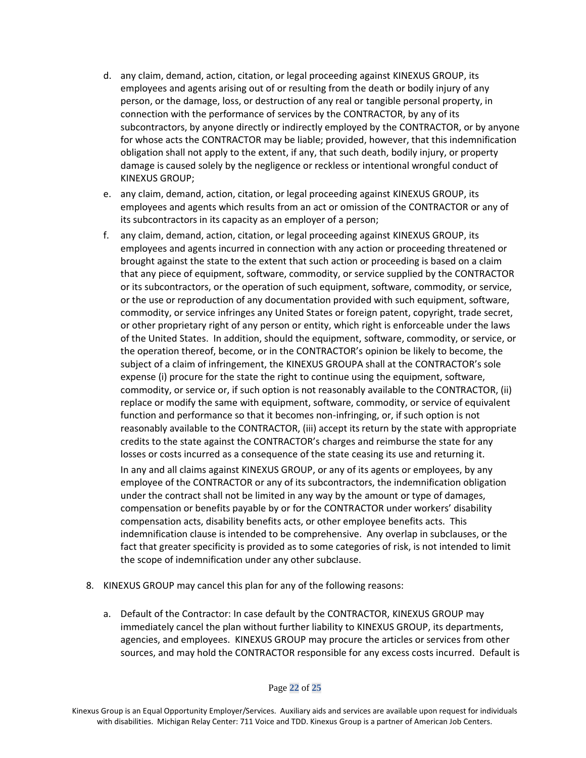d. any claim, demand, action, citation, or legal proceeding against KINEXUS GROUP, its employees and agents arising out of or resulting from the death or bodily injury of any person, or the damage, loss, or destruction of any real or tangible personal property, in connection with the performance of services by the CONTRACTOR, by any of its subcontractors, by anyone directly or indirectly employed by the CONTRACTOR, or by anyone for whose acts the CONTRACTOR may be liable; provided, however, that this indemnification obligation shall not apply to the extent, if any, that such death, bodily injury, or property damage is caused solely by the negligence or reckless or intentional wrongful conduct of KINEXUS GROUP;

e. any claim, demand, action, citation, or legal proceeding against KINEXUS GROUP, its employees and agents which results from an act or omission of the CONTRACTOR or any of its subcontractors in its capacity as an employer of a person;

f. any claim, demand, action, citation, or legal proceeding against KINEXUS GROUP, its employees and agents incurred in connection with any action or proceeding threatened or brought against the state to the extent that such action or proceeding is based on a claim that any piece of equipment, software, commodity, or service supplied by the CONTRACTOR or its subcontractors, or the operation of such equipment, software, commodity, or service, or the use or reproduction of any documentation provided with such equipment, software, commodity, or service infringes any United States or foreign patent, copyright, trade secret, or other proprietary right of any person or entity, which right is enforceable under the laws of the United States. In addition, should the equipment, software, commodity, or service, or the operation thereof, become, or in the CONTRACTOR's opinion be likely to become, the subject of a claim of infringement, the KINEXUS GROUPA shall at the CONTRACTOR's sole expense (i) procure for the state the right to continue using the equipment, software, commodity, or service or, if such option is not reasonably available to the CONTRACTOR, (ii) replace or modify the same with equipment, software, commodity, or service of equivalent function and performance so that it becomes non-infringing, or, if such option is not reasonably available to the CONTRACTOR, (iii) accept its return by the state with appropriate credits to the state against the CONTRACTOR's charges and reimburse the state for any losses or costs incurred as a consequence of the state ceasing its use and returning it.

   In any and all claims against KINEXUS GROUP, or any of its agents or employees, by any employee of the CONTRACTOR or any of its subcontractors, the indemnification obligation under the contract shall not be limited in any way by the amount or type of damages, compensation or benefits payable by or for the CONTRACTOR under workers' disability compensation acts, disability benefits acts, or other employee benefits acts. This indemnification clause is intended to be comprehensive. Any overlap in subclauses, or the fact that greater specificity is provided as to some categories of risk, is not intended to limit the scope of indemnification under any other subclause.

8. KINEXUS GROUP may cancel this plan for any of the following reasons:

   a. Default of the Contractor: In case default by the CONTRACTOR, KINEXUS GROUP may immediately cancel the plan without further liability to KINEXUS GROUP, its departments, agencies, and employees. KINEXUS GROUP may procure the articles or services from other sources, and may hold the CONTRACTOR responsible for any excess costs incurred. Default is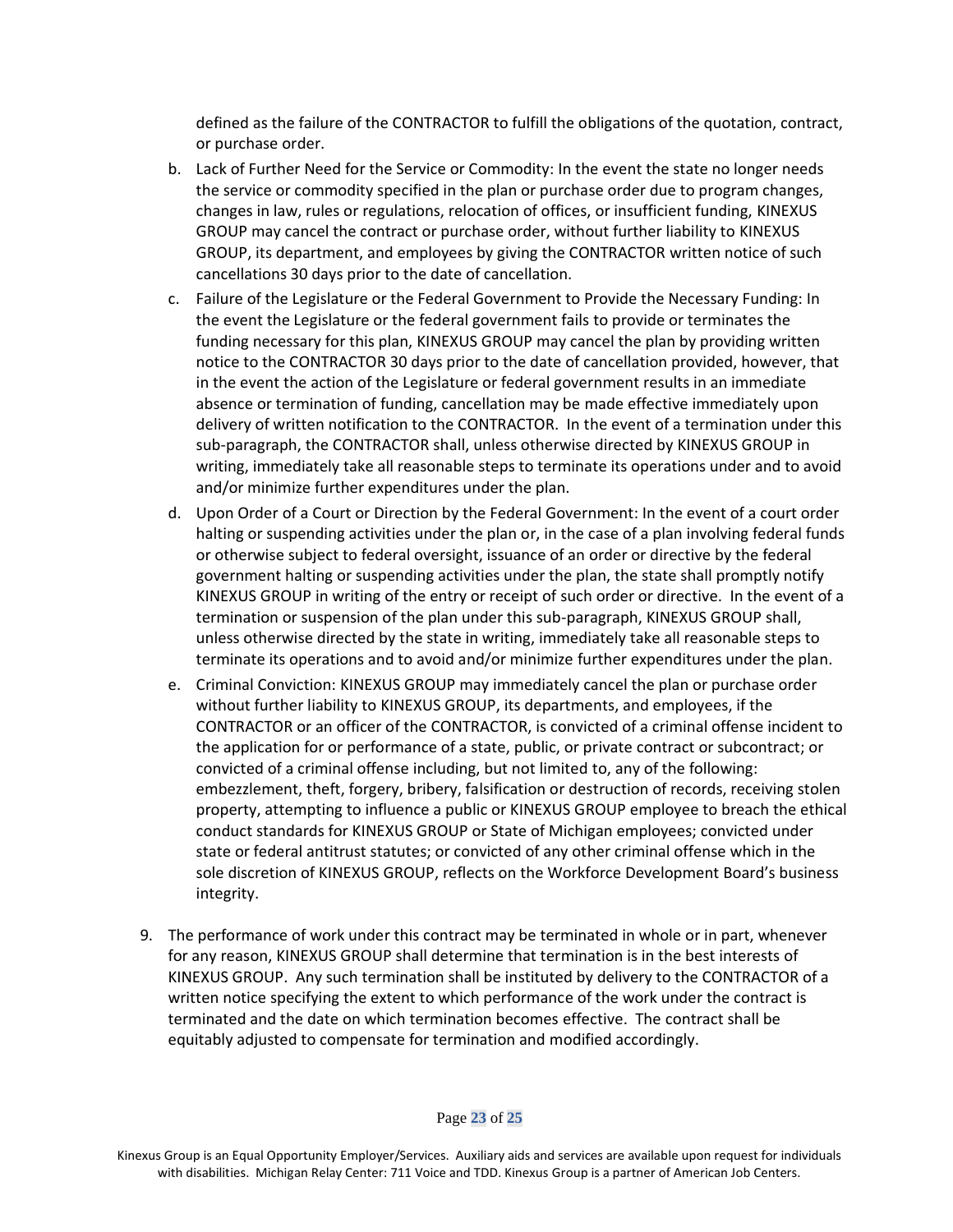defined as the failure of the CONTRACTOR to fulfill the obligations of the quotation, contract, or purchase order.

b. Lack of Further Need for the Service or Commodity: In the event the state no longer needs the service or commodity specified in the plan or purchase order due to program changes, changes in law, rules or regulations, relocation of offices, or insufficient funding, KINEXUS GROUP may cancel the contract or purchase order, without further liability to KINEXUS GROUP, its department, and employees by giving the CONTRACTOR written notice of such cancellations 30 days prior to the date of cancellation.

c. Failure of the Legislature or the Federal Government to Provide the Necessary Funding: In the event the Legislature or the federal government fails to provide or terminates the funding necessary for this plan, KINEXUS GROUP may cancel the plan by providing written notice to the CONTRACTOR 30 days prior to the date of cancellation provided, however, that in the event the action of the Legislature or federal government results in an immediate absence or termination of funding, cancellation may be made effective immediately upon delivery of written notification to the CONTRACTOR. In the event of a termination under this sub-paragraph, the CONTRACTOR shall, unless otherwise directed by KINEXUS GROUP in writing, immediately take all reasonable steps to terminate its operations under and to avoid and/or minimize further expenditures under the plan.

d. Upon Order of a Court or Direction by the Federal Government: In the event of a court order halting or suspending activities under the plan or, in the case of a plan involving federal funds or otherwise subject to federal oversight, issuance of an order or directive by the federal government halting or suspending activities under the plan, the state shall promptly notify KINEXUS GROUP in writing of the entry or receipt of such order or directive. In the event of a termination or suspension of the plan under this sub-paragraph, KINEXUS GROUP shall, unless otherwise directed by the state in writing, immediately take all reasonable steps to terminate its operations and to avoid and/or minimize further expenditures under the plan.

e. Criminal Conviction: KINEXUS GROUP may immediately cancel the plan or purchase order without further liability to KINEXUS GROUP, its departments, and employees, if the CONTRACTOR or an officer of the CONTRACTOR, is convicted of a criminal offense incident to the application for or performance of a state, public, or private contract or subcontract; or convicted of a criminal offense including, but not limited to, any of the following: embezzlement, theft, forgery, bribery, falsification or destruction of records, receiving stolen property, attempting to influence a public or KINEXUS GROUP employee to breach the ethical conduct standards for KINEXUS GROUP or State of Michigan employees; convicted under state or federal antitrust statutes; or convicted of any other criminal offense which in the sole discretion of KINEXUS GROUP, reflects on the Workforce Development Board's business integrity.

9. The performance of work under this contract may be terminated in whole or in part, whenever for any reason, KINEXUS GROUP shall determine that termination is in the best interests of KINEXUS GROUP. Any such termination shall be instituted by delivery to the CONTRACTOR of a written notice specifying the extent to which performance of the work under the contract is terminated and the date on which termination becomes effective. The contract shall be equitably adjusted to compensate for termination and modified accordingly.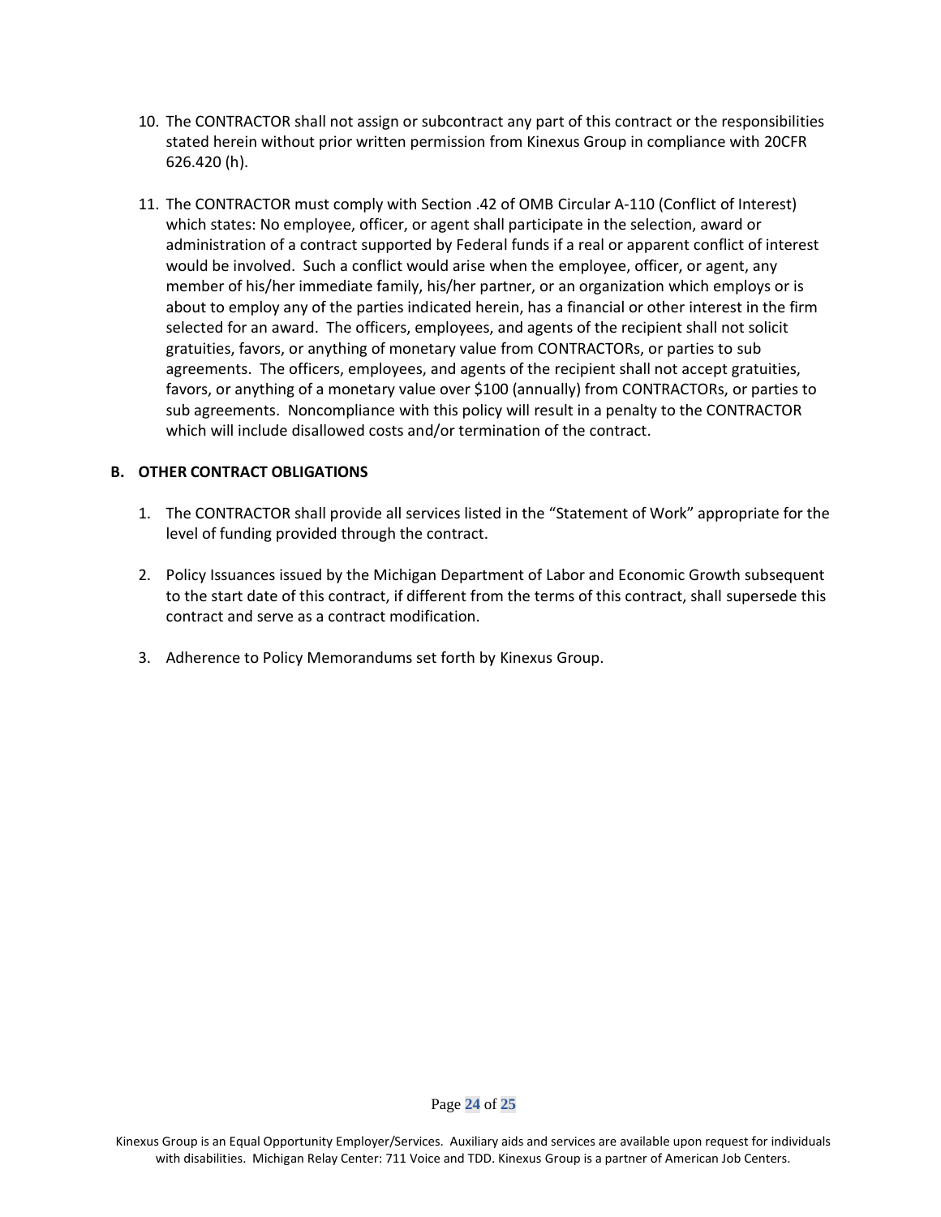10. The CONTRACTOR shall not assign or subcontract any part of this contract or the responsibilities stated herein without prior written permission from Kinexus Group in compliance with 20CFR 626.420 (h).

11. The CONTRACTOR must comply with Section .42 of OMB Circular A-110 (Conflict of Interest) which states: No employee, officer, or agent shall participate in the selection, award or administration of a contract supported by Federal funds if a real or apparent conflict of interest would be involved. Such a conflict would arise when the employee, officer, or agent, any member of his/her immediate family, his/her partner, or an organization which employs or is about to employ any of the parties indicated herein, has a financial or other interest in the firm selected for an award. The officers, employees, and agents of the recipient shall not solicit gratuities, favors, or anything of monetary value from CONTRACTORs, or parties to sub agreements. The officers, employees, and agents of the recipient shall not accept gratuities, favors, or anything of a monetary value over $100 (annually) from CONTRACTORs, or parties to sub agreements. Noncompliance with this policy will result in a penalty to the CONTRACTOR which will include disallowed costs and/or termination of the contract.

**B. OTHER CONTRACT OBLIGATIONS**

1. The CONTRACTOR shall provide all services listed in the "Statement of Work" appropriate for the level of funding provided through the contract.

2. Policy Issuances issued by the Michigan Department of Labor and Economic Growth subsequent to the start date of this contract, if different from the terms of this contract, shall supersede this contract and serve as a contract modification.

3. Adherence to Policy Memorandums set forth by Kinexus Group.

Kinexus Group is an Equal Opportunity Employer/Services. Auxiliary aids and services are available upon request for individuals with disabilities. Michigan Relay Center: 711 Voice and TDD. Kinexus Group is a partner of American Job Centers.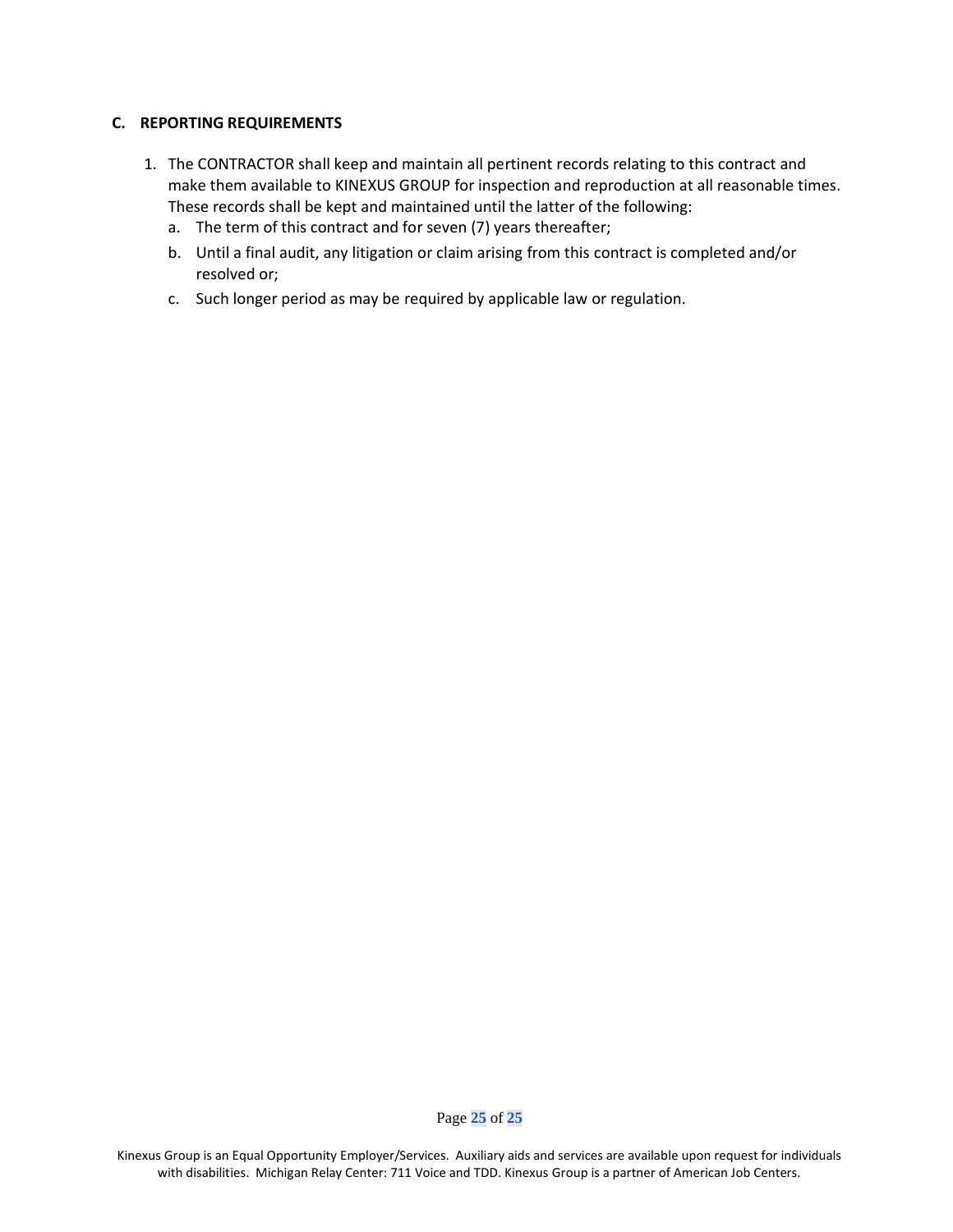### C. REPORTING REQUIREMENTS

1. The CONTRACTOR shall keep and maintain all pertinent records relating to this contract and make them available to KINEXUS GROUP for inspection and reproduction at all reasonable times. These records shall be kept and maintained until the latter of the following:
   a. The term of this contract and for seven (7) years thereafter;
   b. Until a final audit, any litigation or claim arising from this contract is completed and/or resolved or;
   c. Such longer period as may be required by applicable law or regulation.

Kinexus Group is an Equal Opportunity Employer/Services. Auxiliary aids and services are available upon request for individuals with disabilities. Michigan Relay Center: 711 Voice and TDD. Kinexus Group is a partner of American Job Centers.